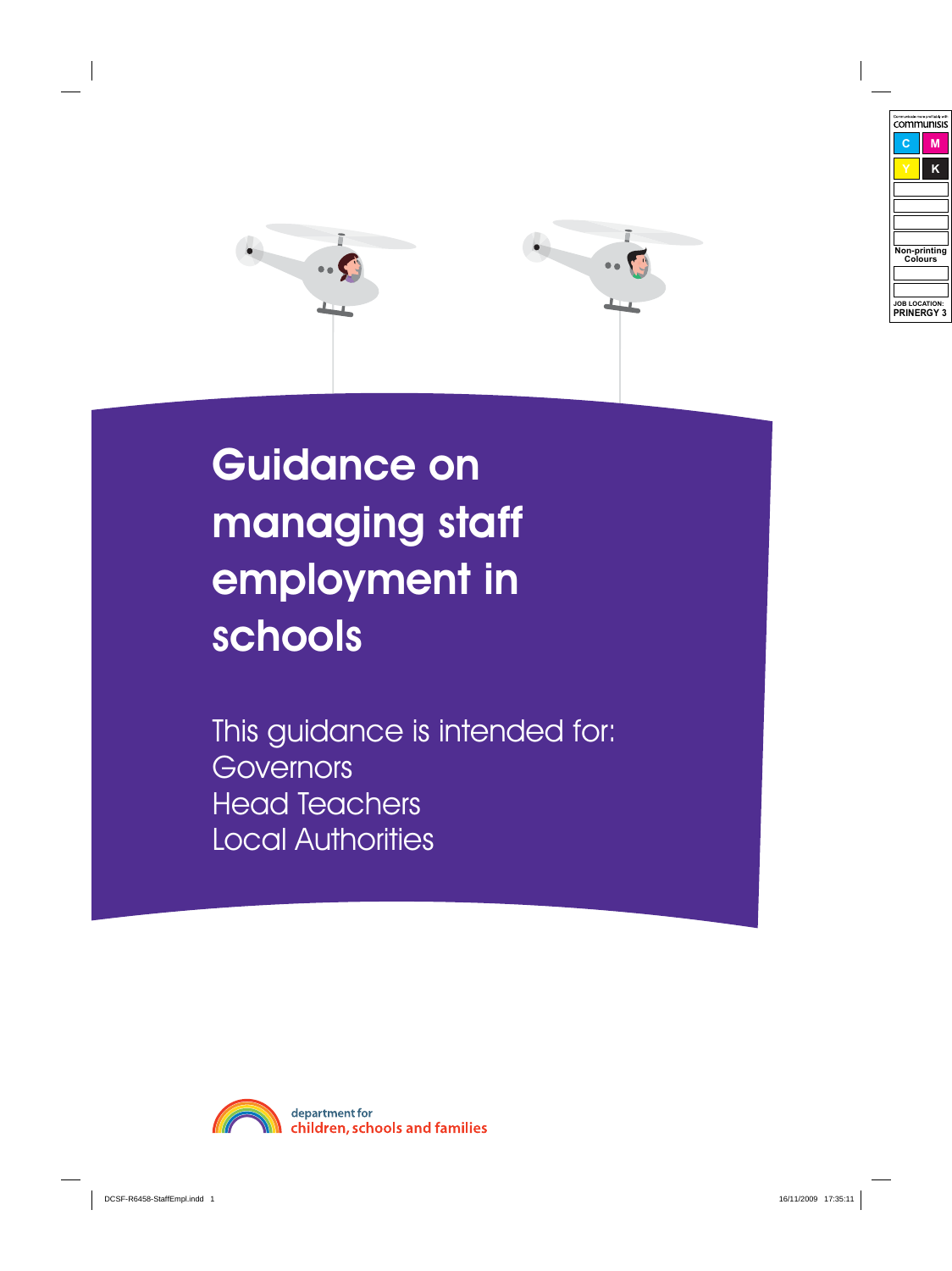# Guidance on managing staff employment in schools

This guidance is intended for:
Governors
Head Teachers
Local Authorities

department for
children, schools and families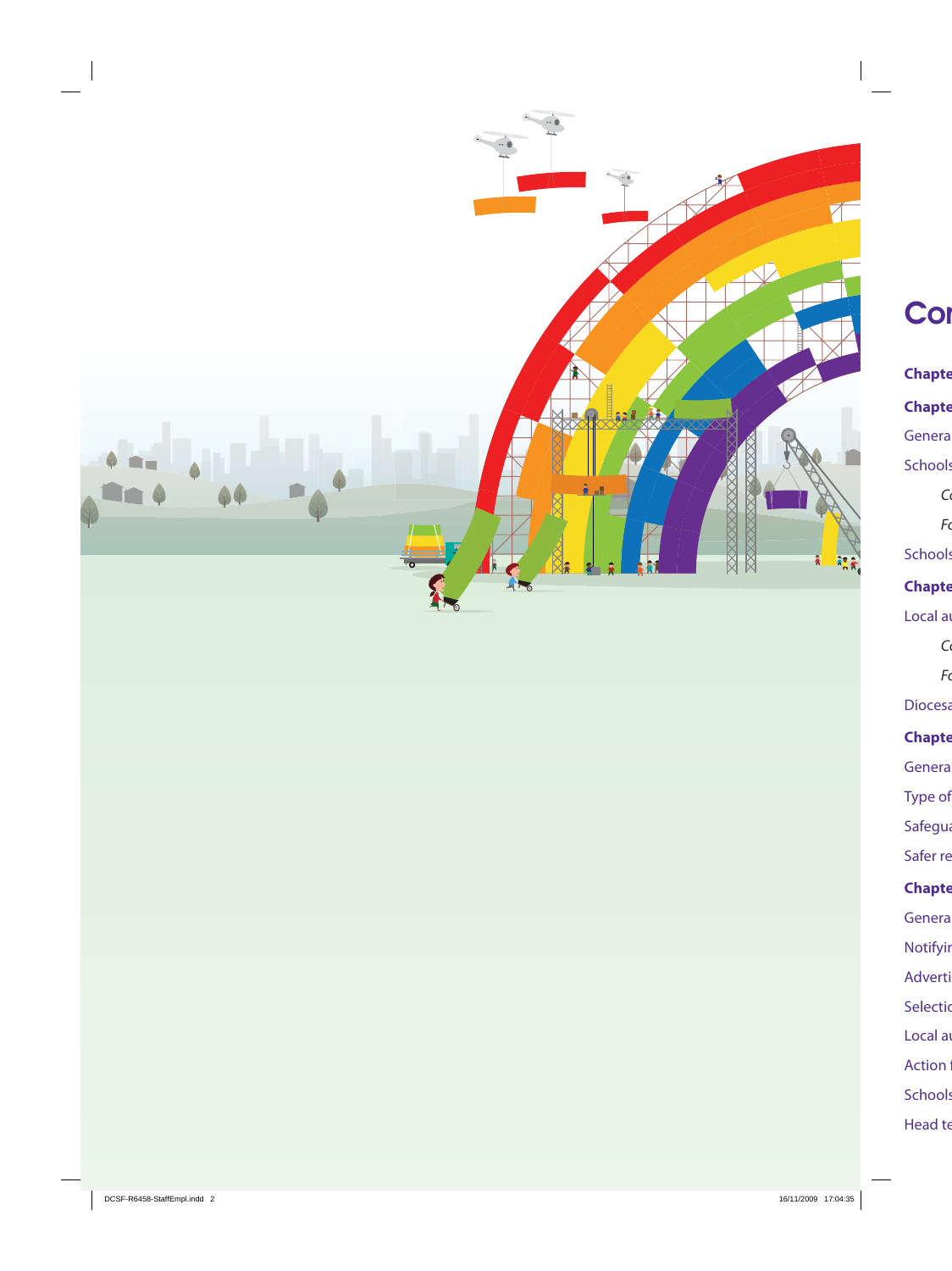# Cor

**Chapte**

**Chapte**

Genera

Schools

*Co*

*Fo*

Schools

**Chapte**

Local au

*Co*

*Fo*

Diocesa

**Chapte**

Genera

Type of

Safegua

Safer re

**Chapte**

Genera

Notifyin

Adverti

Selectio

Local au

Action f

Schools

Head te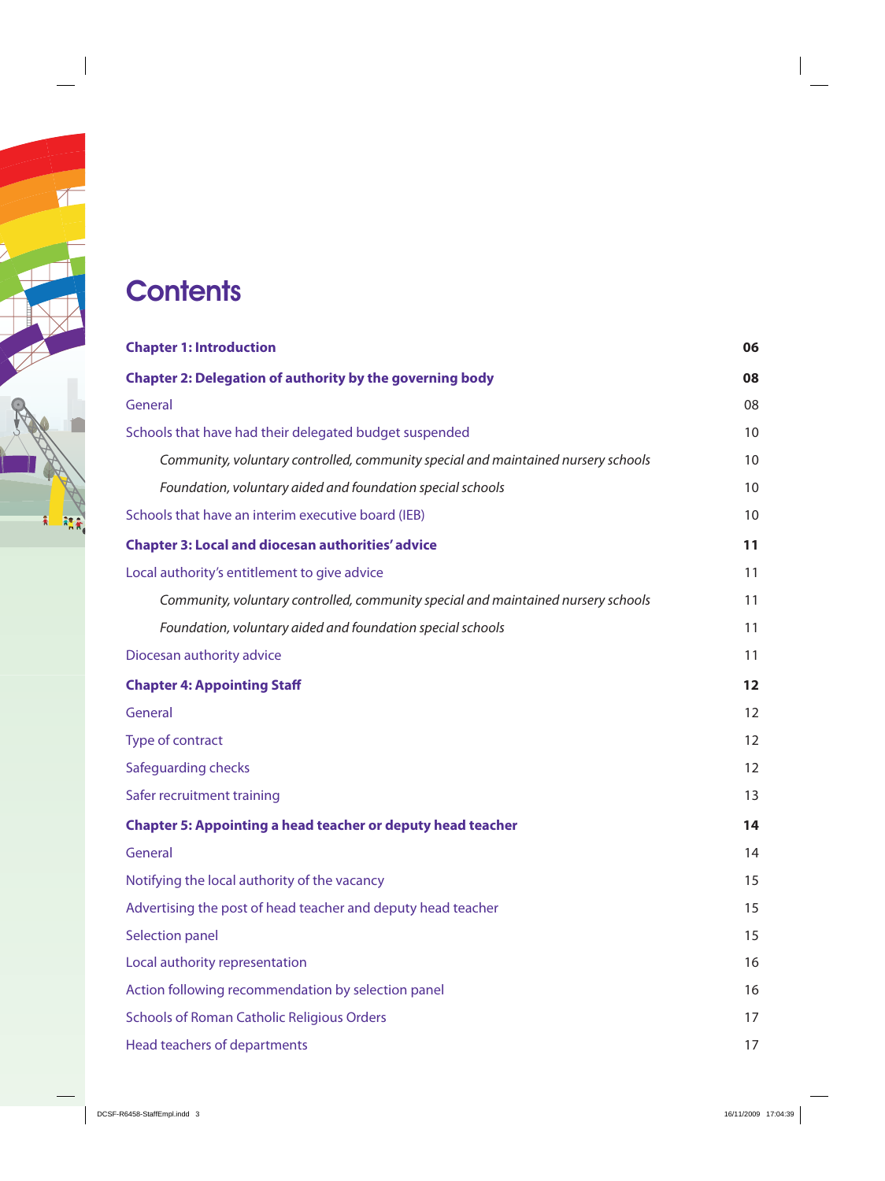# Contents

| | |
|---|---|
| **Chapter 1: Introduction** | **06** |
| **Chapter 2: Delegation of authority by the governing body** | **08** |
| General | 08 |
| Schools that have had their delegated budget suspended | 10 |
| *Community, voluntary controlled, community special and maintained nursery schools* | 10 |
| *Foundation, voluntary aided and foundation special schools* | 10 |
| Schools that have an interim executive board (IEB) | 10 |
| **Chapter 3: Local and diocesan authorities' advice** | **11** |
| Local authority's entitlement to give advice | 11 |
| *Community, voluntary controlled, community special and maintained nursery schools* | 11 |
| *Foundation, voluntary aided and foundation special schools* | 11 |
| Diocesan authority advice | 11 |
| **Chapter 4: Appointing Staff** | **12** |
| General | 12 |
| Type of contract | 12 |
| Safeguarding checks | 12 |
| Safer recruitment training | 13 |
| **Chapter 5: Appointing a head teacher or deputy head teacher** | **14** |
| General | 14 |
| Notifying the local authority of the vacancy | 15 |
| Advertising the post of head teacher and deputy head teacher | 15 |
| Selection panel | 15 |
| Local authority representation | 16 |
| Action following recommendation by selection panel | 16 |
| Schools of Roman Catholic Religious Orders | 17 |
| Head teachers of departments | 17 |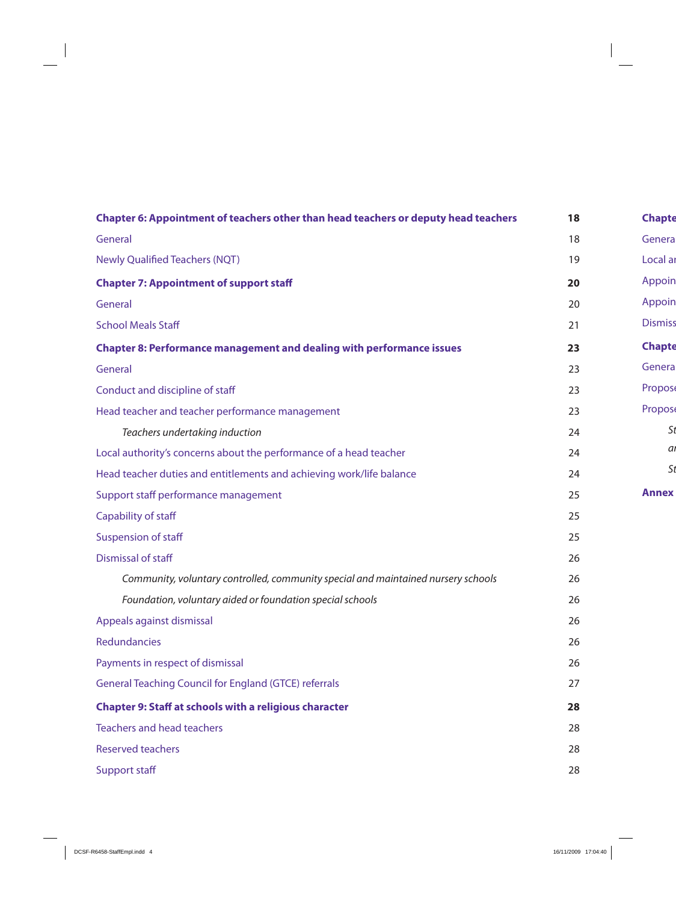| | |
|---|---|
| **Chapter 6: Appointment of teachers other than head teachers or deputy head teachers** | **18** |
| General | 18 |
| Newly Qualified Teachers (NQT) | 19 |
| **Chapter 7: Appointment of support staff** | **20** |
| General | 20 |
| School Meals Staff | 21 |
| **Chapter 8: Performance management and dealing with performance issues** | **23** |
| General | 23 |
| Conduct and discipline of staff | 23 |
| Head teacher and teacher performance management | 23 |
| *Teachers undertaking induction* | 24 |
| Local authority's concerns about the performance of a head teacher | 24 |
| Head teacher duties and entitlements and achieving work/life balance | 24 |
| Support staff performance management | 25 |
| Capability of staff | 25 |
| Suspension of staff | 25 |
| Dismissal of staff | 26 |
| *Community, voluntary controlled, community special and maintained nursery schools* | 26 |
| *Foundation, voluntary aided or foundation special schools* | 26 |
| Appeals against dismissal | 26 |
| Redundancies | 26 |
| Payments in respect of dismissal | 26 |
| General Teaching Council for England (GTCE) referrals | 27 |
| **Chapter 9: Staff at schools with a religious character** | **28** |
| Teachers and head teachers | 28 |
| Reserved teachers | 28 |
| Support staff | 28 |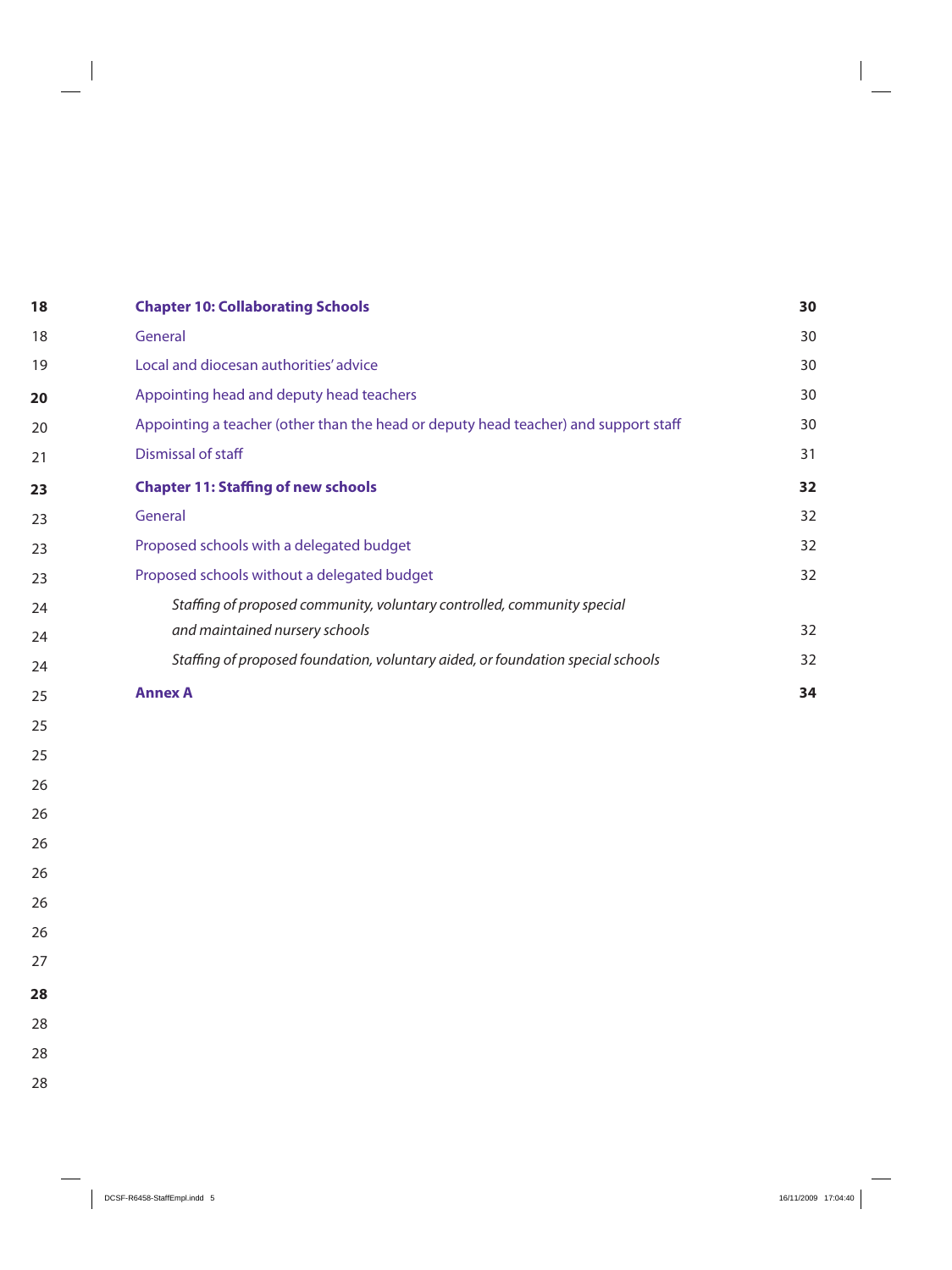| | |
|---|---|
| **Chapter 10: Collaborating Schools** | **30** |
| General | 30 |
| Local and diocesan authorities' advice | 30 |
| Appointing head and deputy head teachers | 30 |
| Appointing a teacher (other than the head or deputy head teacher) and support staff | 30 |
| Dismissal of staff | 31 |
| **Chapter 11: Staffing of new schools** | **32** |
| General | 32 |
| Proposed schools with a delegated budget | 32 |
| Proposed schools without a delegated budget | 32 |
| *Staffing of proposed community, voluntary controlled, community special and maintained nursery schools* | 32 |
| *Staffing of proposed foundation, voluntary aided, or foundation special schools* | 32 |
| **Annex A** | **34** |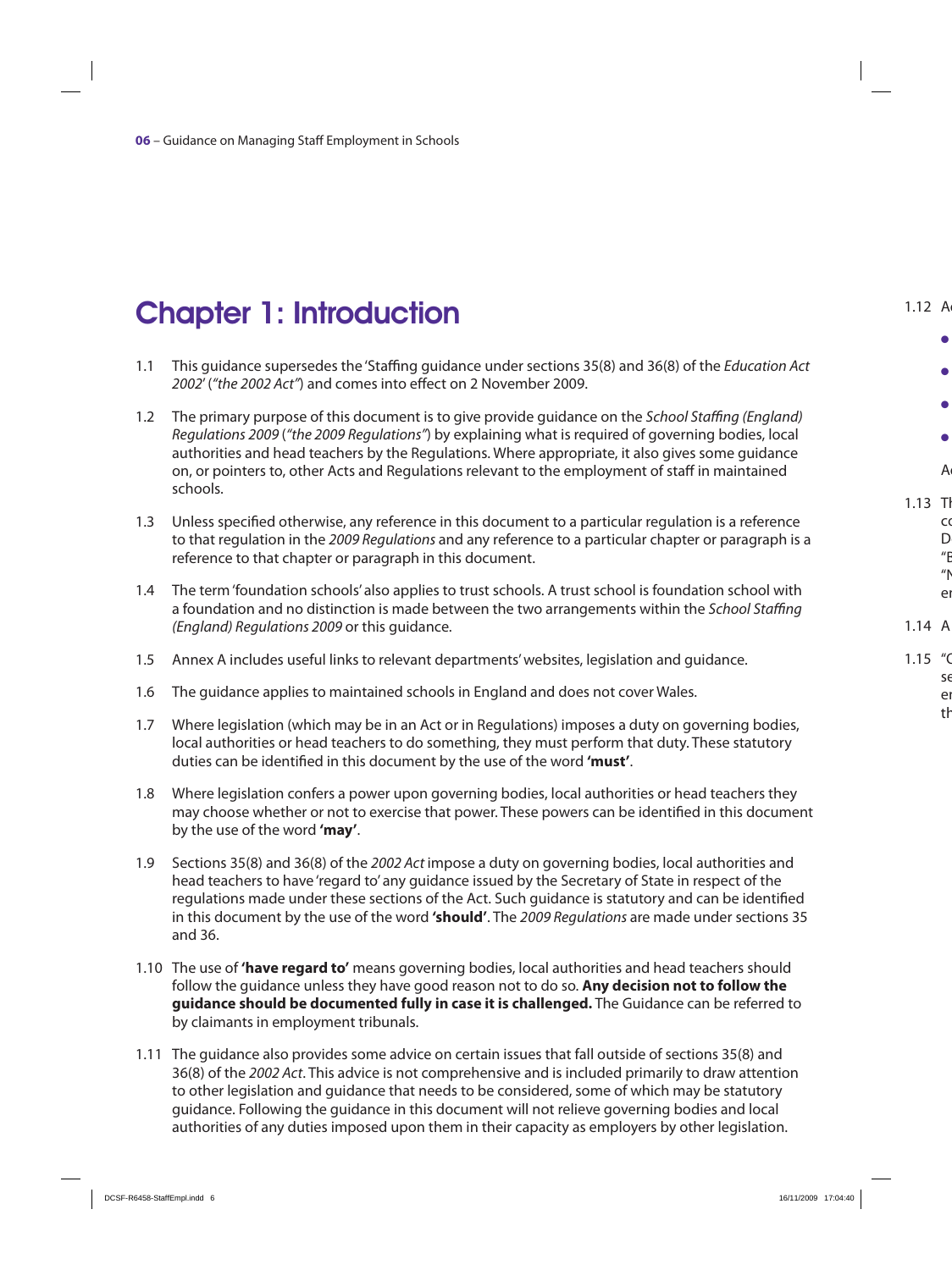# Chapter 1: Introduction

1.1 This guidance supersedes the 'Staffing guidance under sections 35(8) and 36(8) of the *Education Act 2002*' (*"the 2002 Act"*) and comes into effect on 2 November 2009.

1.2 The primary purpose of this document is to give provide guidance on the *School Staffing (England) Regulations 2009* (*"the 2009 Regulations"*) by explaining what is required of governing bodies, local authorities and head teachers by the Regulations. Where appropriate, it also gives some guidance on, or pointers to, other Acts and Regulations relevant to the employment of staff in maintained schools.

1.3 Unless specified otherwise, any reference in this document to a particular regulation is a reference to that regulation in the *2009 Regulations* and any reference to a particular chapter or paragraph is a reference to that chapter or paragraph in this document.

1.4 The term 'foundation schools' also applies to trust schools. A trust school is foundation school with a foundation and no distinction is made between the two arrangements within the *School Staffing (England) Regulations 2009* or this guidance.

1.5 Annex A includes useful links to relevant departments' websites, legislation and guidance.

1.6 The guidance applies to maintained schools in England and does not cover Wales.

1.7 Where legislation (which may be in an Act or in Regulations) imposes a duty on governing bodies, local authorities or head teachers to do something, they must perform that duty. These statutory duties can be identified in this document by the use of the word **'must'**.

1.8 Where legislation confers a power upon governing bodies, local authorities or head teachers they may choose whether or not to exercise that power. These powers can be identified in this document by the use of the word **'may'**.

1.9 Sections 35(8) and 36(8) of the *2002 Act* impose a duty on governing bodies, local authorities and head teachers to have 'regard to' any guidance issued by the Secretary of State in respect of the regulations made under these sections of the Act. Such guidance is statutory and can be identified in this document by the use of the word **'should'**. The *2009 Regulations* are made under sections 35 and 36.

1.10 The use of **'have regard to'** means governing bodies, local authorities and head teachers should follow the guidance unless they have good reason not to do so. **Any decision not to follow the guidance should be documented fully in case it is challenged.** The Guidance can be referred to by claimants in employment tribunals.

1.11 The guidance also provides some advice on certain issues that fall outside of sections 35(8) and 36(8) of the *2002 Act*. This advice is not comprehensive and is included primarily to draw attention to other legislation and guidance that needs to be considered, some of which may be statutory guidance. Following the guidance in this document will not relieve governing bodies and local authorities of any duties imposed upon them in their capacity as employers by other legislation.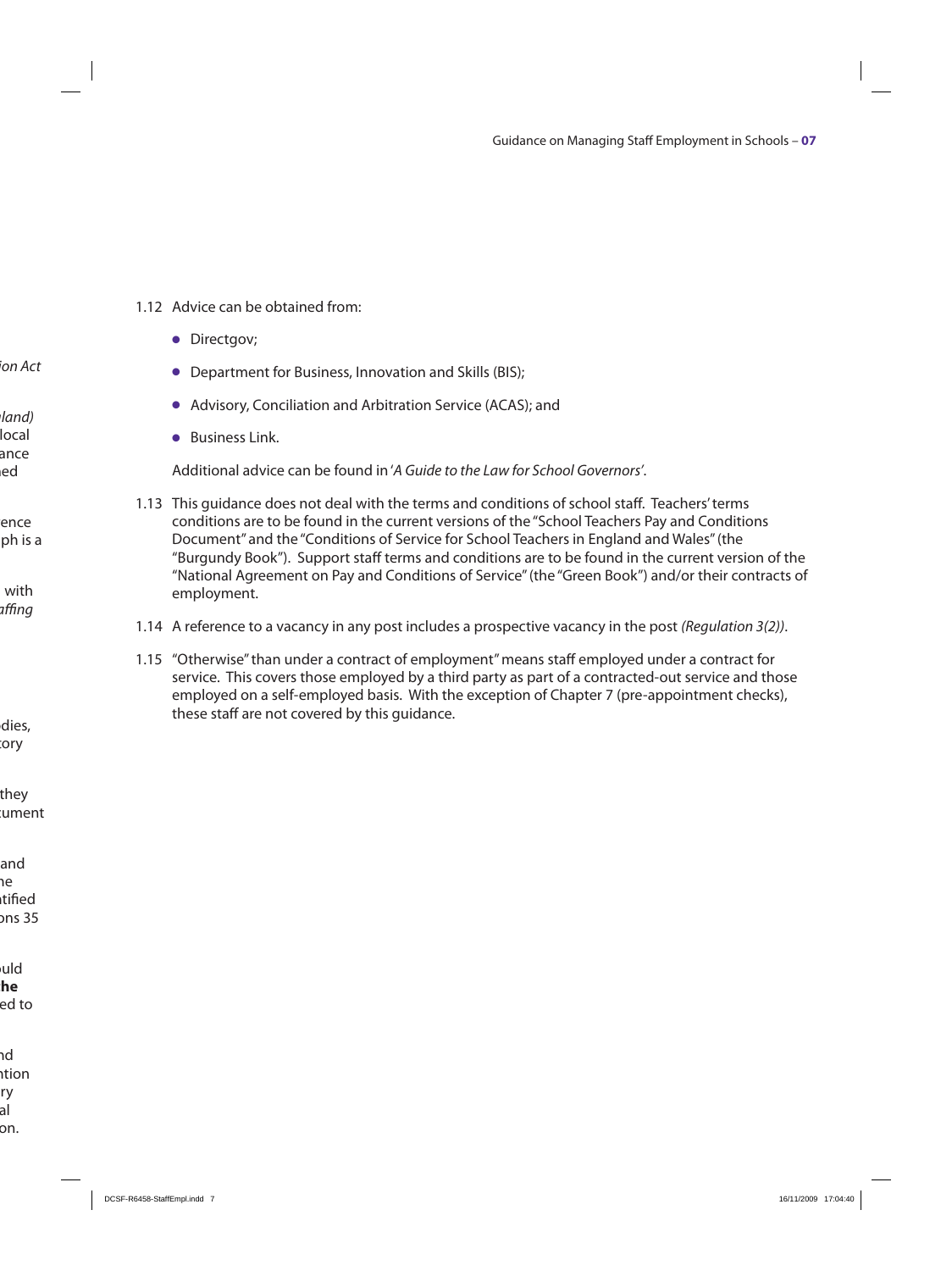1.12 Advice can be obtained from:

- Directgov;
- Department for Business, Innovation and Skills (BIS);
- Advisory, Conciliation and Arbitration Service (ACAS); and
- Business Link.

Additional advice can be found in '*A Guide to the Law for School Governors*'.

1.13 This guidance does not deal with the terms and conditions of school staff. Teachers' terms conditions are to be found in the current versions of the "School Teachers Pay and Conditions Document" and the "Conditions of Service for School Teachers in England and Wales" (the "Burgundy Book"). Support staff terms and conditions are to be found in the current version of the "National Agreement on Pay and Conditions of Service" (the "Green Book") and/or their contracts of employment.

1.14 A reference to a vacancy in any post includes a prospective vacancy in the post *(Regulation 3(2))*.

1.15 "Otherwise" than under a contract of employment" means staff employed under a contract for service. This covers those employed by a third party as part of a contracted-out service and those employed on a self-employed basis. With the exception of Chapter 7 (pre-appointment checks), these staff are not covered by this guidance.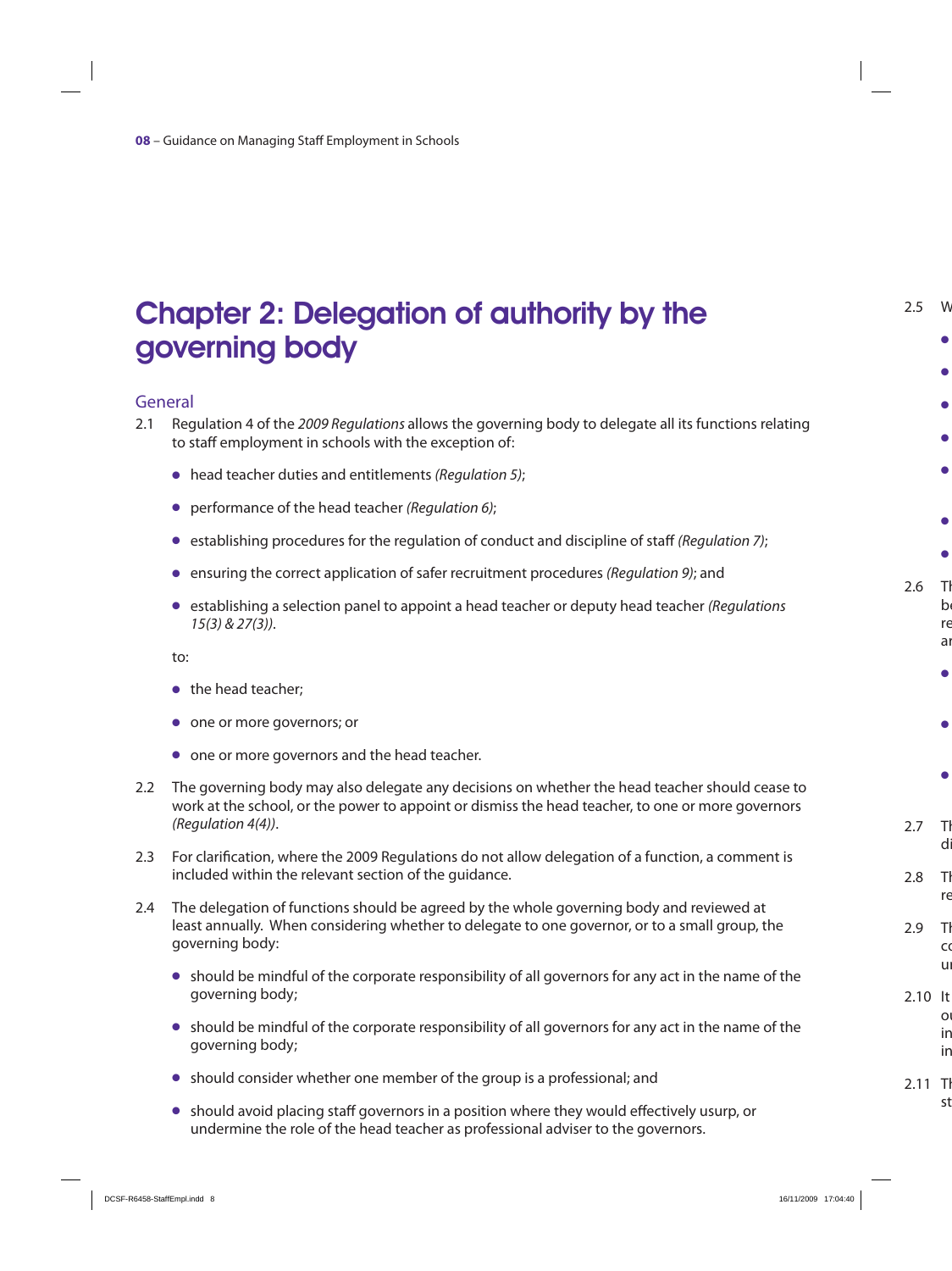# Chapter 2: Delegation of authority by the governing body

## General

2.1 Regulation 4 of the *2009 Regulations* allows the governing body to delegate all its functions relating to staff employment in schools with the exception of:

- head teacher duties and entitlements *(Regulation 5)*;
- performance of the head teacher *(Regulation 6)*;
- establishing procedures for the regulation of conduct and discipline of staff *(Regulation 7)*;
- ensuring the correct application of safer recruitment procedures *(Regulation 9)*; and
- establishing a selection panel to appoint a head teacher or deputy head teacher *(Regulations 15(3) & 27(3))*.

to:

- the head teacher;
- one or more governors; or
- one or more governors and the head teacher.

2.2 The governing body may also delegate any decisions on whether the head teacher should cease to work at the school, or the power to appoint or dismiss the head teacher, to one or more governors *(Regulation 4(4))*.

2.3 For clarification, where the 2009 Regulations do not allow delegation of a function, a comment is included within the relevant section of the guidance.

2.4 The delegation of functions should be agreed by the whole governing body and reviewed at least annually. When considering whether to delegate to one governor, or to a small group, the governing body:

- should be mindful of the corporate responsibility of all governors for any act in the name of the governing body;
- should be mindful of the corporate responsibility of all governors for any act in the name of the governing body;
- should consider whether one member of the group is a professional; and
- should avoid placing staff governors in a position where they would effectively usurp, or undermine the role of the head teacher as professional adviser to the governors.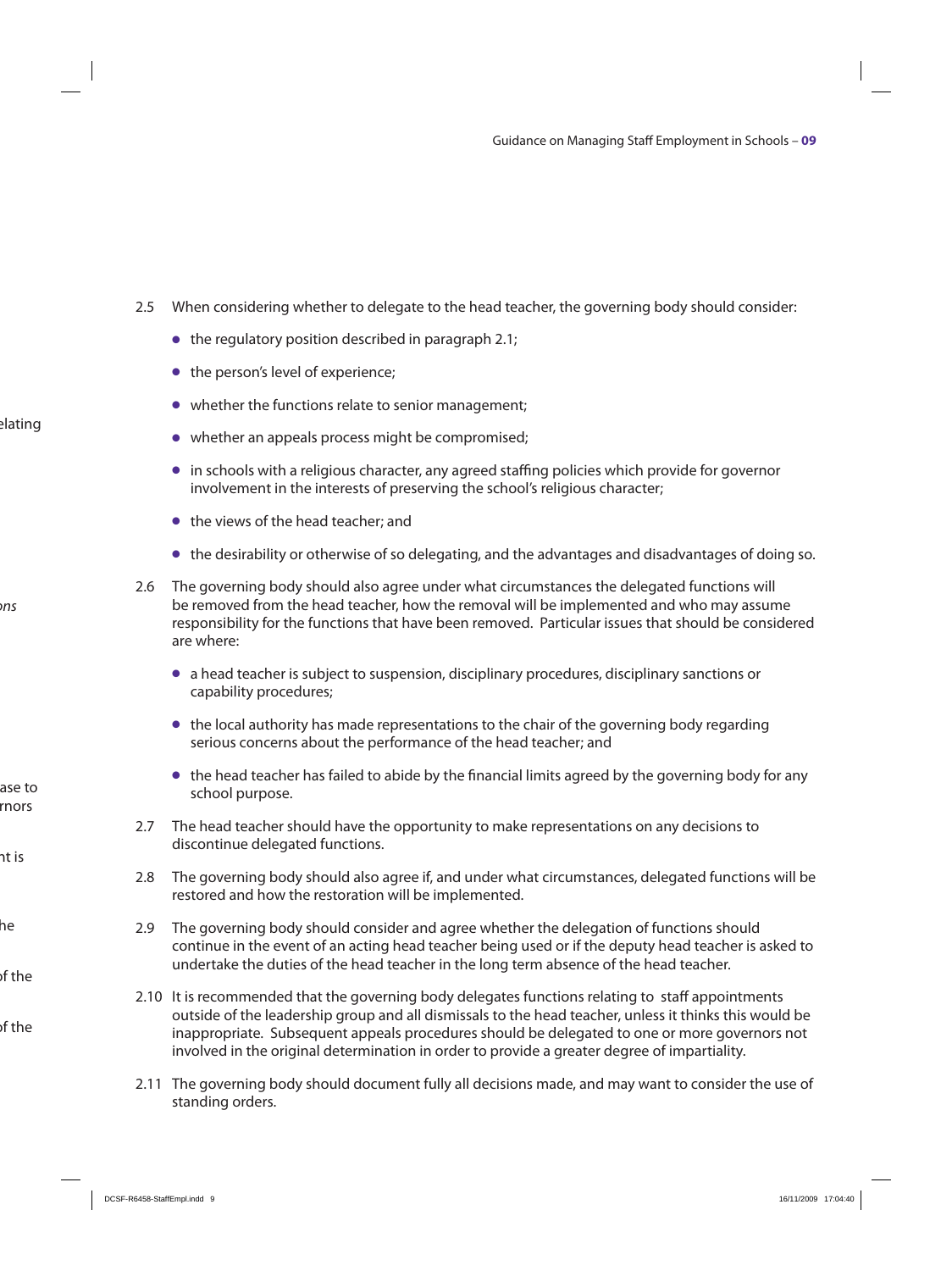2.5 When considering whether to delegate to the head teacher, the governing body should consider:

- the regulatory position described in paragraph 2.1;
- the person's level of experience;
- whether the functions relate to senior management;
- whether an appeals process might be compromised;
- in schools with a religious character, any agreed staffing policies which provide for governor involvement in the interests of preserving the school's religious character;
- the views of the head teacher; and
- the desirability or otherwise of so delegating, and the advantages and disadvantages of doing so.

2.6 The governing body should also agree under what circumstances the delegated functions will be removed from the head teacher, how the removal will be implemented and who may assume responsibility for the functions that have been removed. Particular issues that should be considered are where:

- a head teacher is subject to suspension, disciplinary procedures, disciplinary sanctions or capability procedures;
- the local authority has made representations to the chair of the governing body regarding serious concerns about the performance of the head teacher; and
- the head teacher has failed to abide by the financial limits agreed by the governing body for any school purpose.

2.7 The head teacher should have the opportunity to make representations on any decisions to discontinue delegated functions.

2.8 The governing body should also agree if, and under what circumstances, delegated functions will be restored and how the restoration will be implemented.

2.9 The governing body should consider and agree whether the delegation of functions should continue in the event of an acting head teacher being used or if the deputy head teacher is asked to undertake the duties of the head teacher in the long term absence of the head teacher.

2.10 It is recommended that the governing body delegates functions relating to staff appointments outside of the leadership group and all dismissals to the head teacher, unless it thinks this would be inappropriate. Subsequent appeals procedures should be delegated to one or more governors not involved in the original determination in order to provide a greater degree of impartiality.

2.11 The governing body should document fully all decisions made, and may want to consider the use of standing orders.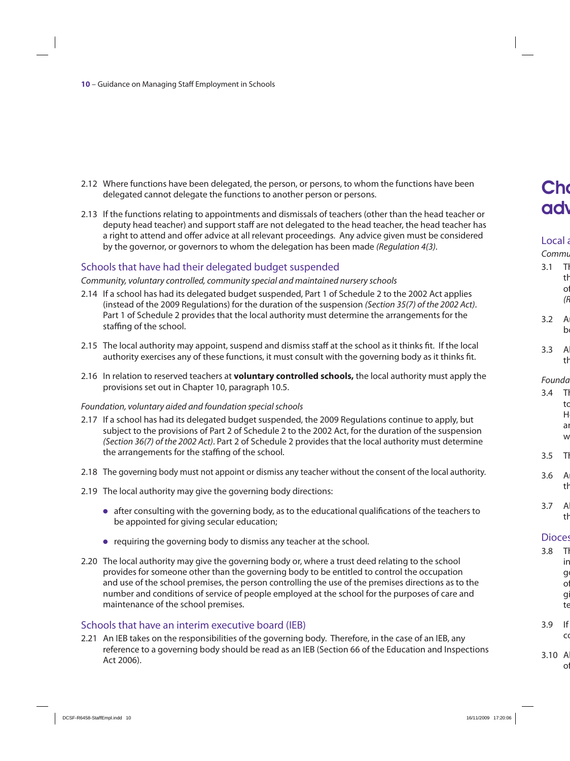2.12 Where functions have been delegated, the person, or persons, to whom the functions have been delegated cannot delegate the functions to another person or persons.

2.13 If the functions relating to appointments and dismissals of teachers (other than the head teacher or deputy head teacher) and support staff are not delegated to the head teacher, the head teacher has a right to attend and offer advice at all relevant proceedings. Any advice given must be considered by the governor, or governors to whom the delegation has been made *(Regulation 4(3)*.

## Schools that have had their delegated budget suspended

*Community, voluntary controlled, community special and maintained nursery schools*

2.14 If a school has had its delegated budget suspended, Part 1 of Schedule 2 to the 2002 Act applies (instead of the 2009 Regulations) for the duration of the suspension *(Section 35(7) of the 2002 Act)*. Part 1 of Schedule 2 provides that the local authority must determine the arrangements for the staffing of the school.

2.15 The local authority may appoint, suspend and dismiss staff at the school as it thinks fit. If the local authority exercises any of these functions, it must consult with the governing body as it thinks fit.

2.16 In relation to reserved teachers at **voluntary controlled schools,** the local authority must apply the provisions set out in Chapter 10, paragraph 10.5.

*Foundation, voluntary aided and foundation special schools*

2.17 If a school has had its delegated budget suspended, the 2009 Regulations continue to apply, but subject to the provisions of Part 2 of Schedule 2 to the 2002 Act, for the duration of the suspension *(Section 36(7) of the 2002 Act)*. Part 2 of Schedule 2 provides that the local authority must determine the arrangements for the staffing of the school.

2.18 The governing body must not appoint or dismiss any teacher without the consent of the local authority.

2.19 The local authority may give the governing body directions:

- after consulting with the governing body, as to the educational qualifications of the teachers to be appointed for giving secular education;
- requiring the governing body to dismiss any teacher at the school.

2.20 The local authority may give the governing body or, where a trust deed relating to the school provides for someone other than the governing body to be entitled to control the occupation and use of the school premises, the person controlling the use of the premises directions as to the number and conditions of service of people employed at the school for the purposes of care and maintenance of the school premises.

## Schools that have an interim executive board (IEB)

2.21 An IEB takes on the responsibilities of the governing body. Therefore, in the case of an IEB, any reference to a governing body should be read as an IEB (Section 66 of the Education and Inspections Act 2006).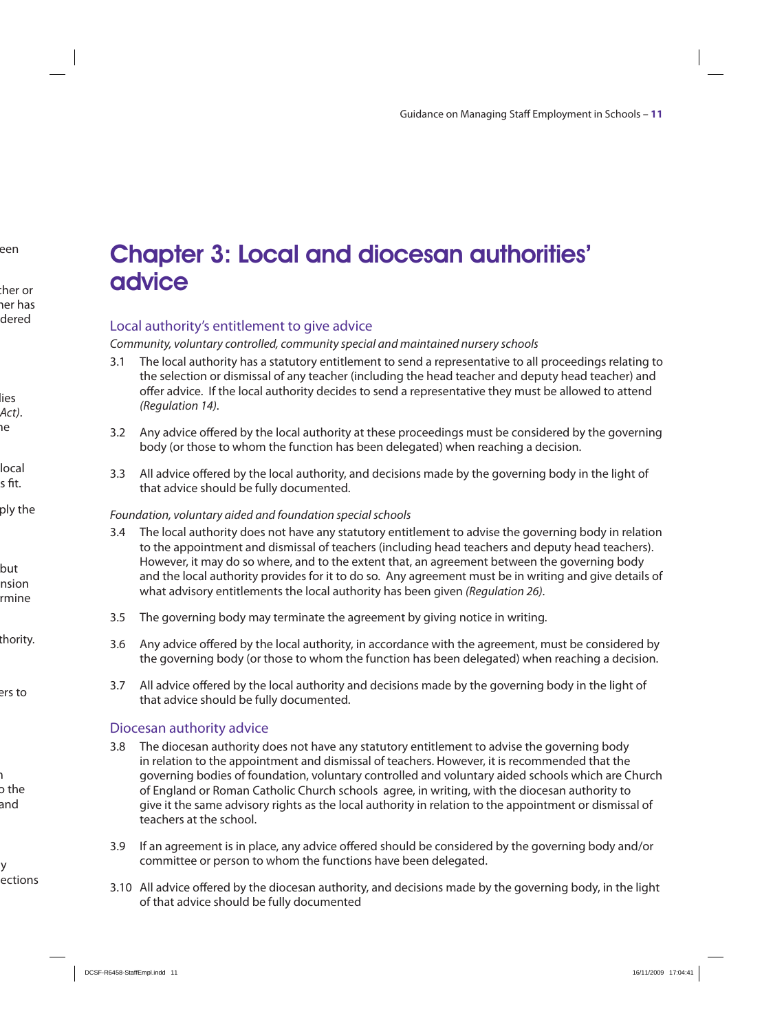# Chapter 3: Local and diocesan authorities' advice

## Local authority's entitlement to give advice

*Community, voluntary controlled, community special and maintained nursery schools*

3.1 The local authority has a statutory entitlement to send a representative to all proceedings relating to the selection or dismissal of any teacher (including the head teacher and deputy head teacher) and offer advice. If the local authority decides to send a representative they must be allowed to attend *(Regulation 14)*.

3.2 Any advice offered by the local authority at these proceedings must be considered by the governing body (or those to whom the function has been delegated) when reaching a decision.

3.3 All advice offered by the local authority, and decisions made by the governing body in the light of that advice should be fully documented.

*Foundation, voluntary aided and foundation special schools*

3.4 The local authority does not have any statutory entitlement to advise the governing body in relation to the appointment and dismissal of teachers (including head teachers and deputy head teachers). However, it may do so where, and to the extent that, an agreement between the governing body and the local authority provides for it to do so. Any agreement must be in writing and give details of what advisory entitlements the local authority has been given *(Regulation 26)*.

3.5 The governing body may terminate the agreement by giving notice in writing.

3.6 Any advice offered by the local authority, in accordance with the agreement, must be considered by the governing body (or those to whom the function has been delegated) when reaching a decision.

3.7 All advice offered by the local authority and decisions made by the governing body in the light of that advice should be fully documented.

## Diocesan authority advice

3.8 The diocesan authority does not have any statutory entitlement to advise the governing body in relation to the appointment and dismissal of teachers. However, it is recommended that the governing bodies of foundation, voluntary controlled and voluntary aided schools which are Church of England or Roman Catholic Church schools agree, in writing, with the diocesan authority to give it the same advisory rights as the local authority in relation to the appointment or dismissal of teachers at the school.

3.9 If an agreement is in place, any advice offered should be considered by the governing body and/or committee or person to whom the functions have been delegated.

3.10 All advice offered by the diocesan authority, and decisions made by the governing body, in the light of that advice should be fully documented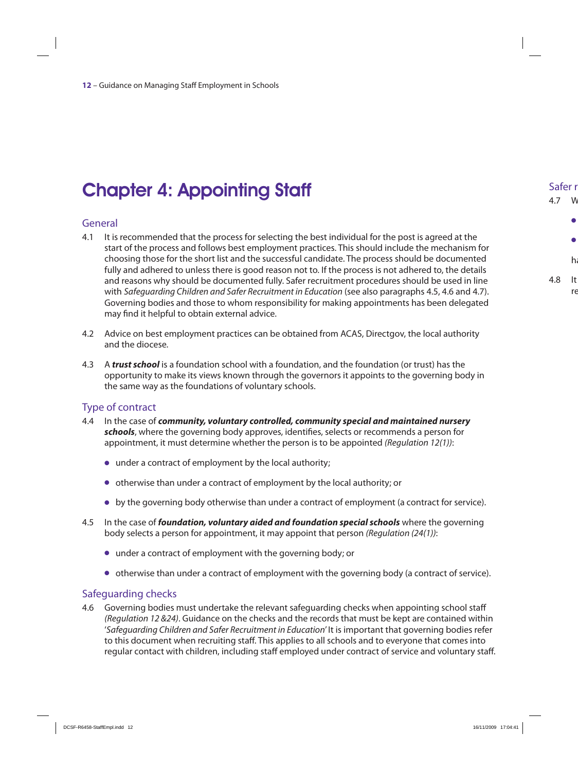# Chapter 4: Appointing Staff

## General

4.1 It is recommended that the process for selecting the best individual for the post is agreed at the start of the process and follows best employment practices. This should include the mechanism for choosing those for the short list and the successful candidate. The process should be documented fully and adhered to unless there is good reason not to. If the process is not adhered to, the details and reasons why should be documented fully. Safer recruitment procedures should be used in line with *Safeguarding Children and Safer Recruitment in Education* (see also paragraphs 4.5, 4.6 and 4.7). Governing bodies and those to whom responsibility for making appointments has been delegated may find it helpful to obtain external advice.

4.2 Advice on best employment practices can be obtained from ACAS, Directgov, the local authority and the diocese.

4.3 A ***trust school*** is a foundation school with a foundation, and the foundation (or trust) has the opportunity to make its views known through the governors it appoints to the governing body in the same way as the foundations of voluntary schools.

## Type of contract

4.4 In the case of ***community, voluntary controlled, community special and maintained nursery schools***, where the governing body approves, identifies, selects or recommends a person for appointment, it must determine whether the person is to be appointed *(Regulation 12(1))*:

- under a contract of employment by the local authority;
- otherwise than under a contract of employment by the local authority; or
- by the governing body otherwise than under a contract of employment (a contract for service).

4.5 In the case of ***foundation, voluntary aided and foundation special schools*** where the governing body selects a person for appointment, it may appoint that person *(Regulation (24(1))*:

- under a contract of employment with the governing body; or
- otherwise than under a contract of employment with the governing body (a contract of service).

## Safeguarding checks

4.6 Governing bodies must undertake the relevant safeguarding checks when appointing school staff *(Regulation 12 &24)*. Guidance on the checks and the records that must be kept are contained within '*Safeguarding Children and Safer Recruitment in Education*' It is important that governing bodies refer to this document when recruiting staff. This applies to all schools and to everyone that comes into regular contact with children, including staff employed under contract of service and voluntary staff.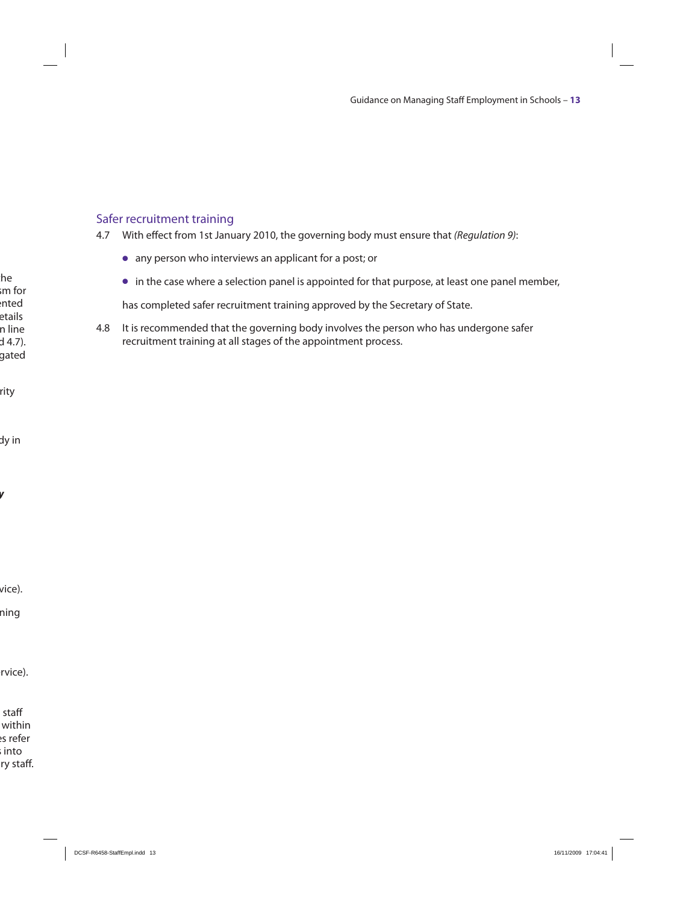## Safer recruitment training

4.7 With effect from 1st January 2010, the governing body must ensure that *(Regulation 9)*:

- any person who interviews an applicant for a post; or
- in the case where a selection panel is appointed for that purpose, at least one panel member,

has completed safer recruitment training approved by the Secretary of State.

4.8 It is recommended that the governing body involves the person who has undergone safer recruitment training at all stages of the appointment process.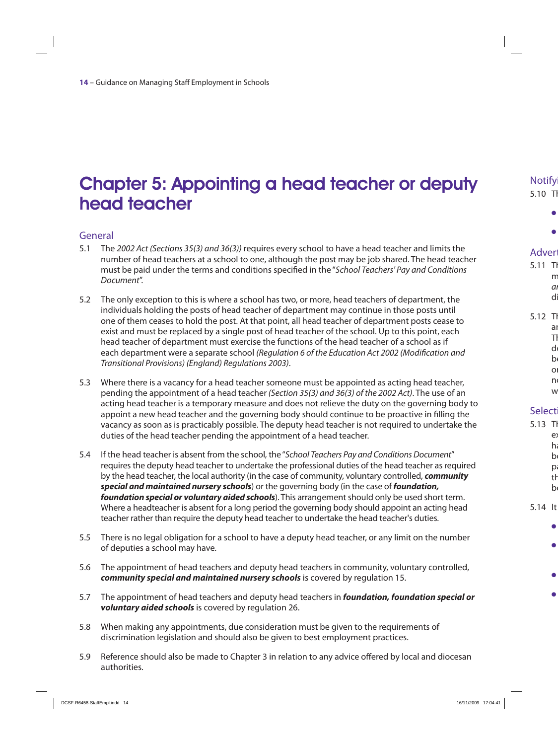# Chapter 5: Appointing a head teacher or deputy head teacher

## General

5.1 The *2002 Act (Sections 35(3) and 36(3))* requires every school to have a head teacher and limits the number of head teachers at a school to one, although the post may be job shared. The head teacher must be paid under the terms and conditions specified in the "*School Teachers' Pay and Conditions Document*".

5.2 The only exception to this is where a school has two, or more, head teachers of department, the individuals holding the posts of head teacher of department may continue in those posts until one of them ceases to hold the post. At that point, all head teacher of department posts cease to exist and must be replaced by a single post of head teacher of the school. Up to this point, each head teacher of department must exercise the functions of the head teacher of a school as if each department were a separate school *(Regulation 6 of the Education Act 2002 (Modification and Transitional Provisions) (England) Regulations 2003)*.

5.3 Where there is a vacancy for a head teacher someone must be appointed as acting head teacher, pending the appointment of a head teacher *(Section 35(3) and 36(3) of the 2002 Act)*. The use of an acting head teacher is a temporary measure and does not relieve the duty on the governing body to appoint a new head teacher and the governing body should continue to be proactive in filling the vacancy as soon as is practicably possible. The deputy head teacher is not required to undertake the duties of the head teacher pending the appointment of a head teacher.

5.4 If the head teacher is absent from the school, the "*School Teachers Pay and Conditions Document*" requires the deputy head teacher to undertake the professional duties of the head teacher as required by the head teacher, the local authority (in the case of community, voluntary controlled, ***community special and maintained nursery schools***) or the governing body (in the case of ***foundation, foundation special or voluntary aided schools***). This arrangement should only be used short term. Where a headteacher is absent for a long period the governing body should appoint an acting head teacher rather than require the deputy head teacher to undertake the head teacher's duties.

5.5 There is no legal obligation for a school to have a deputy head teacher, or any limit on the number of deputies a school may have.

5.6 The appointment of head teachers and deputy head teachers in community, voluntary controlled, ***community special and maintained nursery schools*** is covered by regulation 15.

5.7 The appointment of head teachers and deputy head teachers in ***foundation, foundation special or voluntary aided schools*** is covered by regulation 26.

5.8 When making any appointments, due consideration must be given to the requirements of discrimination legislation and should also be given to best employment practices.

5.9 Reference should also be made to Chapter 3 in relation to any advice offered by local and diocesan authorities.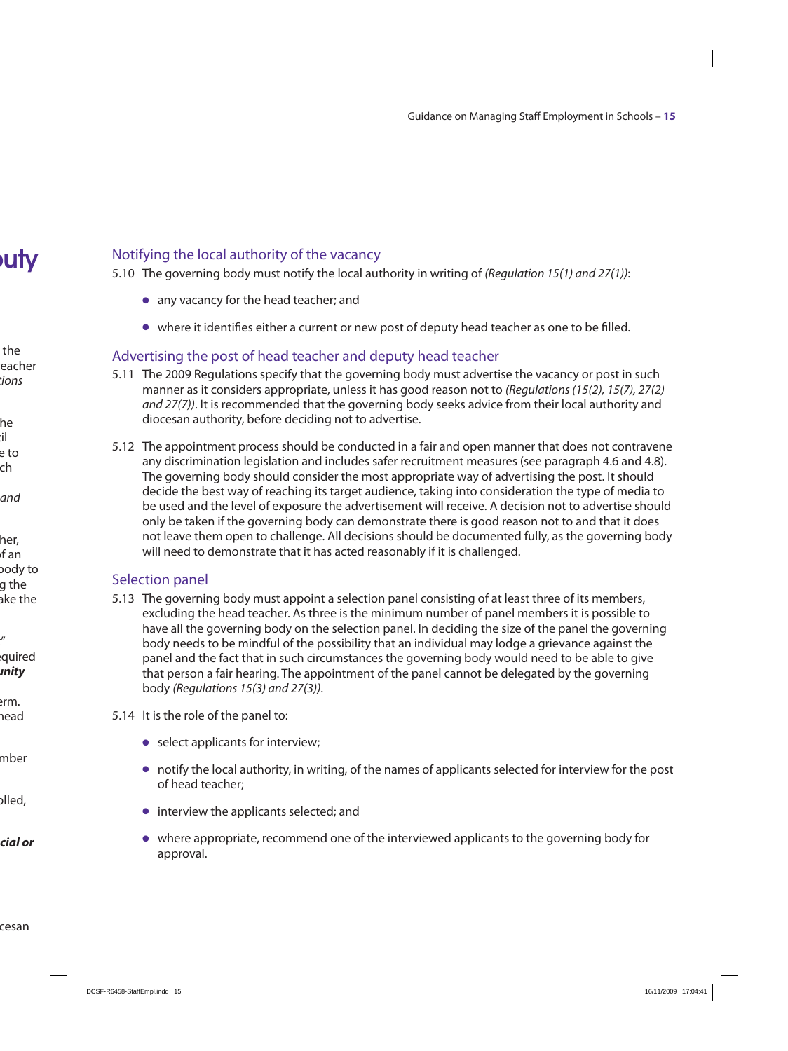## Notifying the local authority of the vacancy

5.10 The governing body must notify the local authority in writing of *(Regulation 15(1) and 27(1))*:

- any vacancy for the head teacher; and
- where it identifies either a current or new post of deputy head teacher as one to be filled.

## Advertising the post of head teacher and deputy head teacher

5.11 The 2009 Regulations specify that the governing body must advertise the vacancy or post in such manner as it considers appropriate, unless it has good reason not to *(Regulations (15(2), 15(7), 27(2) and 27(7))*. It is recommended that the governing body seeks advice from their local authority and diocesan authority, before deciding not to advertise.

5.12 The appointment process should be conducted in a fair and open manner that does not contravene any discrimination legislation and includes safer recruitment measures (see paragraph 4.6 and 4.8). The governing body should consider the most appropriate way of advertising the post. It should decide the best way of reaching its target audience, taking into consideration the type of media to be used and the level of exposure the advertisement will receive. A decision not to advertise should only be taken if the governing body can demonstrate there is good reason not to and that it does not leave them open to challenge. All decisions should be documented fully, as the governing body will need to demonstrate that it has acted reasonably if it is challenged.

## Selection panel

5.13 The governing body must appoint a selection panel consisting of at least three of its members, excluding the head teacher. As three is the minimum number of panel members it is possible to have all the governing body on the selection panel. In deciding the size of the panel the governing body needs to be mindful of the possibility that an individual may lodge a grievance against the panel and the fact that in such circumstances the governing body would need to be able to give that person a fair hearing. The appointment of the panel cannot be delegated by the governing body *(Regulations 15(3) and 27(3))*.

5.14 It is the role of the panel to:

- select applicants for interview;
- notify the local authority, in writing, of the names of applicants selected for interview for the post of head teacher;
- interview the applicants selected; and
- where appropriate, recommend one of the interviewed applicants to the governing body for approval.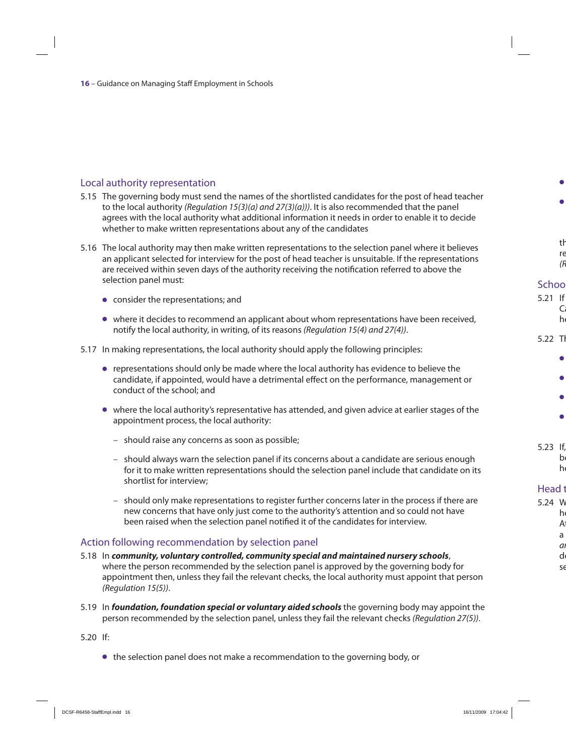## Local authority representation

5.15 The governing body must send the names of the shortlisted candidates for the post of head teacher to the local authority *(Regulation 15(3)(a) and 27(3)(a)))*. It is also recommended that the panel agrees with the local authority what additional information it needs in order to enable it to decide whether to make written representations about any of the candidates

5.16 The local authority may then make written representations to the selection panel where it believes an applicant selected for interview for the post of head teacher is unsuitable. If the representations are received within seven days of the authority receiving the notification referred to above the selection panel must:

- consider the representations; and
- where it decides to recommend an applicant about whom representations have been received, notify the local authority, in writing, of its reasons *(Regulation 15(4) and 27(4))*.

5.17 In making representations, the local authority should apply the following principles:

- representations should only be made where the local authority has evidence to believe the candidate, if appointed, would have a detrimental effect on the performance, management or conduct of the school; and
- where the local authority's representative has attended, and given advice at earlier stages of the appointment process, the local authority:
  - should raise any concerns as soon as possible;
  - should always warn the selection panel if its concerns about a candidate are serious enough for it to make written representations should the selection panel include that candidate on its shortlist for interview;
  - should only make representations to register further concerns later in the process if there are new concerns that have only just come to the authority's attention and so could not have been raised when the selection panel notified it of the candidates for interview.

## Action following recommendation by selection panel

5.18 In ***community, voluntary controlled, community special and maintained nursery schools***, where the person recommended by the selection panel is approved by the governing body for appointment then, unless they fail the relevant checks, the local authority must appoint that person *(Regulation 15(5))*.

5.19 In ***foundation, foundation special or voluntary aided schools*** the governing body may appoint the person recommended by the selection panel, unless they fail the relevant checks *(Regulation 27(5))*.

5.20 If:

- the selection panel does not make a recommendation to the governing body, or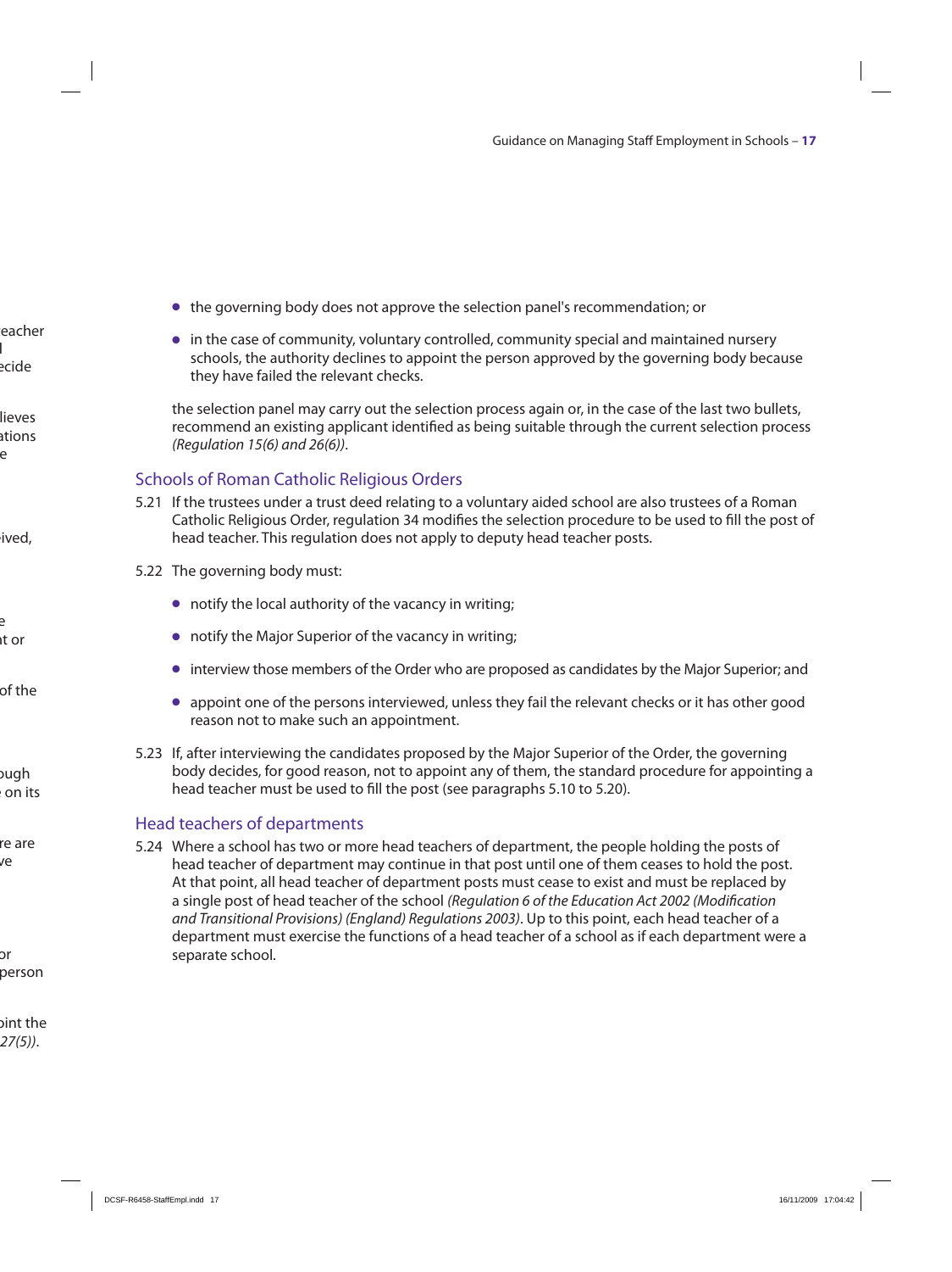- the governing body does not approve the selection panel's recommendation; or
- in the case of community, voluntary controlled, community special and maintained nursery schools, the authority declines to appoint the person approved by the governing body because they have failed the relevant checks.

the selection panel may carry out the selection process again or, in the case of the last two bullets, recommend an existing applicant identified as being suitable through the current selection process *(Regulation 15(6) and 26(6))*.

## Schools of Roman Catholic Religious Orders

5.21 If the trustees under a trust deed relating to a voluntary aided school are also trustees of a Roman Catholic Religious Order, regulation 34 modifies the selection procedure to be used to fill the post of head teacher. This regulation does not apply to deputy head teacher posts.

5.22 The governing body must:

- notify the local authority of the vacancy in writing;
- notify the Major Superior of the vacancy in writing;
- interview those members of the Order who are proposed as candidates by the Major Superior; and
- appoint one of the persons interviewed, unless they fail the relevant checks or it has other good reason not to make such an appointment.

5.23 If, after interviewing the candidates proposed by the Major Superior of the Order, the governing body decides, for good reason, not to appoint any of them, the standard procedure for appointing a head teacher must be used to fill the post (see paragraphs 5.10 to 5.20).

## Head teachers of departments

5.24 Where a school has two or more head teachers of department, the people holding the posts of head teacher of department may continue in that post until one of them ceases to hold the post. At that point, all head teacher of department posts must cease to exist and must be replaced by a single post of head teacher of the school *(Regulation 6 of the Education Act 2002 (Modification and Transitional Provisions) (England) Regulations 2003)*. Up to this point, each head teacher of a department must exercise the functions of a head teacher of a school as if each department were a separate school.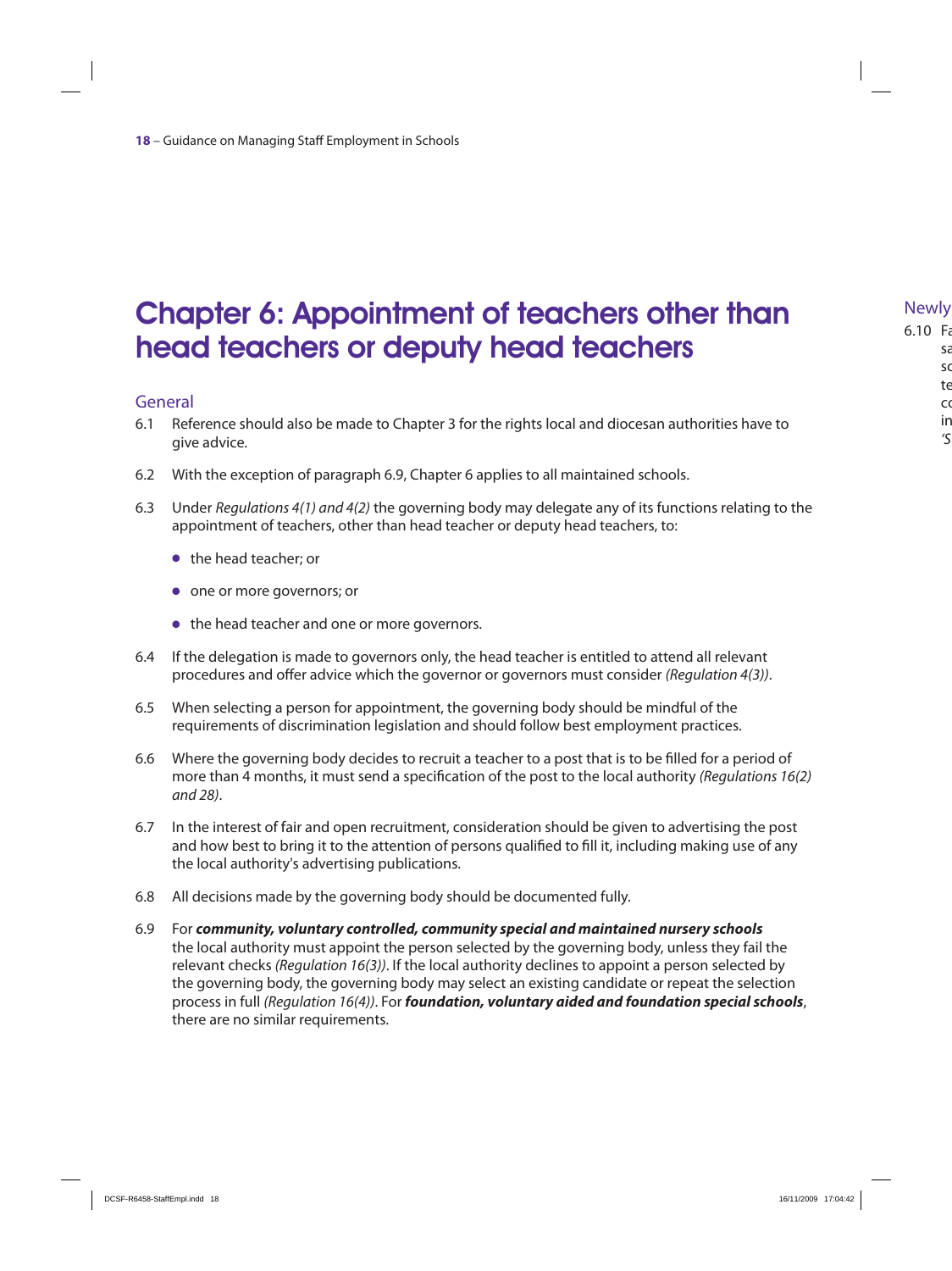# Chapter 6: Appointment of teachers other than head teachers or deputy head teachers

## General

6.1 Reference should also be made to Chapter 3 for the rights local and diocesan authorities have to give advice.

6.2 With the exception of paragraph 6.9, Chapter 6 applies to all maintained schools.

6.3 Under *Regulations 4(1) and 4(2)* the governing body may delegate any of its functions relating to the appointment of teachers, other than head teacher or deputy head teachers, to:

- the head teacher; or
- one or more governors; or
- the head teacher and one or more governors.

6.4 If the delegation is made to governors only, the head teacher is entitled to attend all relevant procedures and offer advice which the governor or governors must consider *(Regulation 4(3))*.

6.5 When selecting a person for appointment, the governing body should be mindful of the requirements of discrimination legislation and should follow best employment practices.

6.6 Where the governing body decides to recruit a teacher to a post that is to be filled for a period of more than 4 months, it must send a specification of the post to the local authority *(Regulations 16(2) and 28)*.

6.7 In the interest of fair and open recruitment, consideration should be given to advertising the post and how best to bring it to the attention of persons qualified to fill it, including making use of any the local authority's advertising publications.

6.8 All decisions made by the governing body should be documented fully.

6.9 For ***community, voluntary controlled, community special and maintained nursery schools*** the local authority must appoint the person selected by the governing body, unless they fail the relevant checks *(Regulation 16(3))*. If the local authority declines to appoint a person selected by the governing body, the governing body may select an existing candidate or repeat the selection process in full *(Regulation 16(4))*. For ***foundation, voluntary aided and foundation special schools***, there are no similar requirements.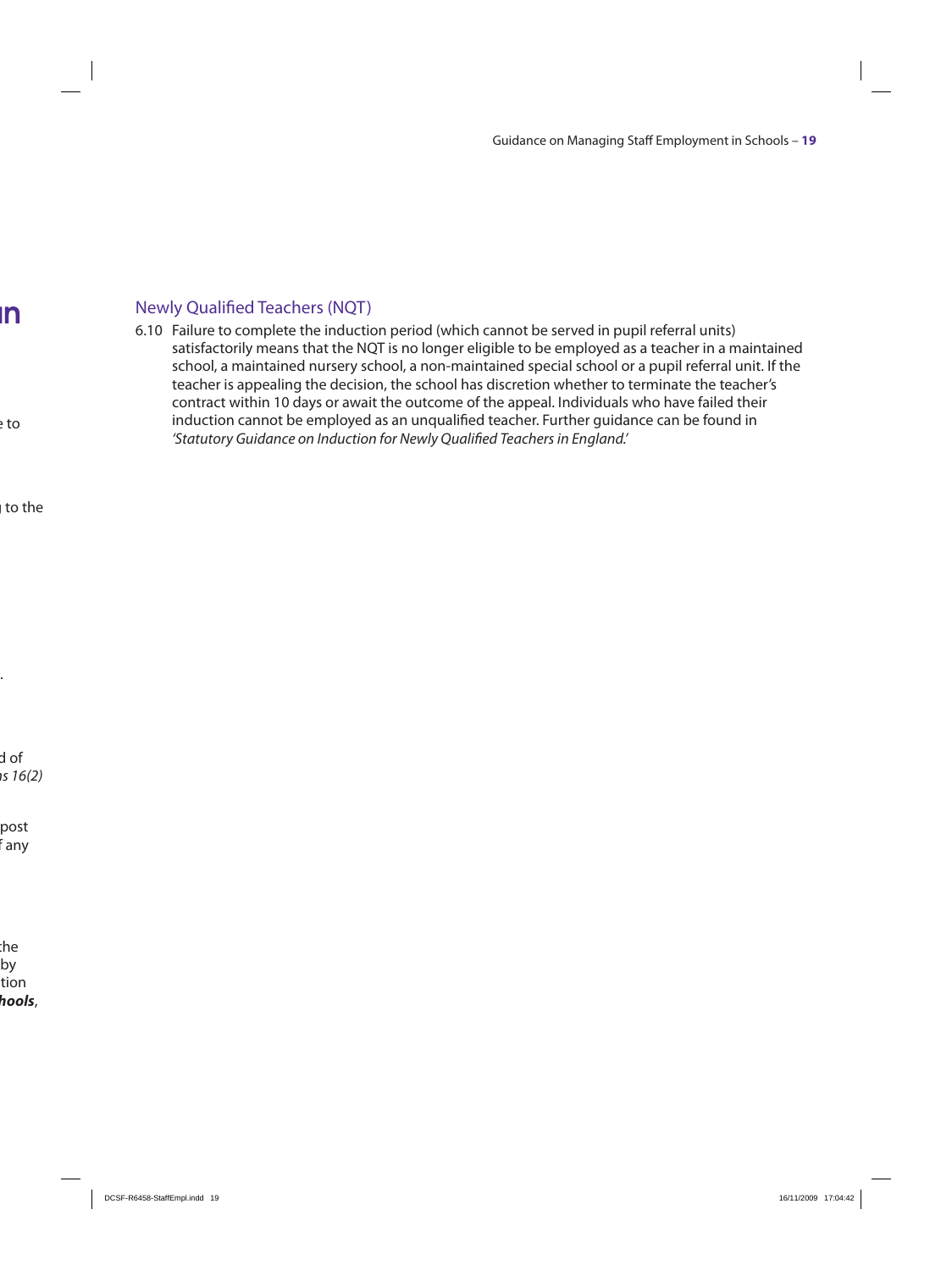## Newly Qualified Teachers (NQT)

6.10 Failure to complete the induction period (which cannot be served in pupil referral units) satisfactorily means that the NQT is no longer eligible to be employed as a teacher in a maintained school, a maintained nursery school, a non-maintained special school or a pupil referral unit. If the teacher is appealing the decision, the school has discretion whether to terminate the teacher's contract within 10 days or await the outcome of the appeal. Individuals who have failed their induction cannot be employed as an unqualified teacher. Further guidance can be found in *'Statutory Guidance on Induction for Newly Qualified Teachers in England.'*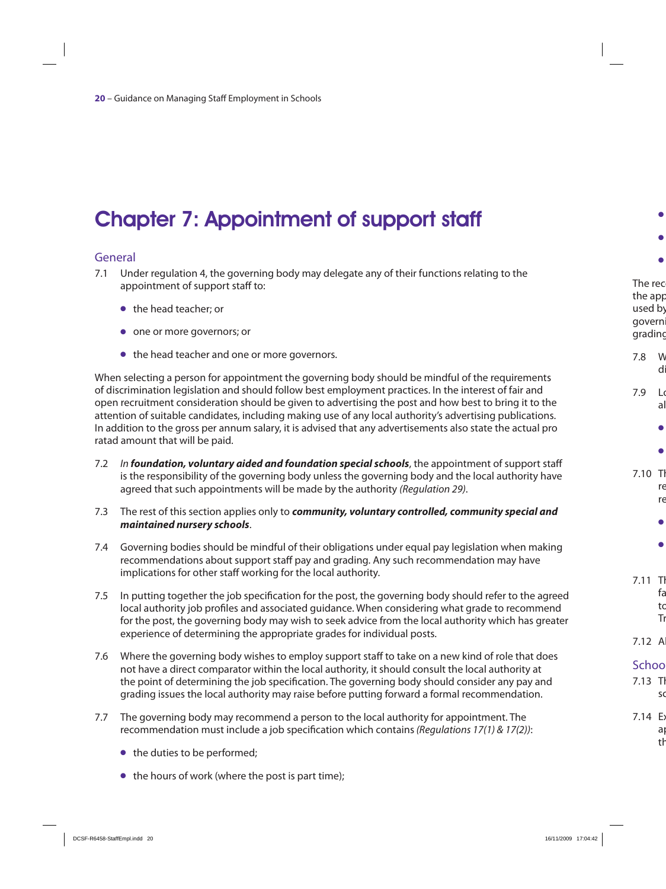# Chapter 7: Appointment of support staff

## General

7.1 Under regulation 4, the governing body may delegate any of their functions relating to the appointment of support staff to:

- the head teacher; or
- one or more governors; or
- the head teacher and one or more governors.

When selecting a person for appointment the governing body should be mindful of the requirements of discrimination legislation and should follow best employment practices. In the interest of fair and open recruitment consideration should be given to advertising the post and how best to bring it to the attention of suitable candidates, including making use of any local authority's advertising publications. In addition to the gross per annum salary, it is advised that any advertisements also state the actual pro ratad amount that will be paid.

7.2 *In **foundation, voluntary aided and foundation special schools***, the appointment of support staff is the responsibility of the governing body unless the governing body and the local authority have agreed that such appointments will be made by the authority *(Regulation 29)*.

7.3 The rest of this section applies only to ***community, voluntary controlled, community special and maintained nursery schools***.

7.4 Governing bodies should be mindful of their obligations under equal pay legislation when making recommendations about support staff pay and grading. Any such recommendation may have implications for other staff working for the local authority.

7.5 In putting together the job specification for the post, the governing body should refer to the agreed local authority job profiles and associated guidance. When considering what grade to recommend for the post, the governing body may wish to seek advice from the local authority which has greater experience of determining the appropriate grades for individual posts.

7.6 Where the governing body wishes to employ support staff to take on a new kind of role that does not have a direct comparator within the local authority, it should consult the local authority at the point of determining the job specification. The governing body should consider any pay and grading issues the local authority may raise before putting forward a formal recommendation.

7.7 The governing body may recommend a person to the local authority for appointment. The recommendation must include a job specification which contains *(Regulations 17(1) & 17(2))*:

- the duties to be performed;
- the hours of work (where the post is part time);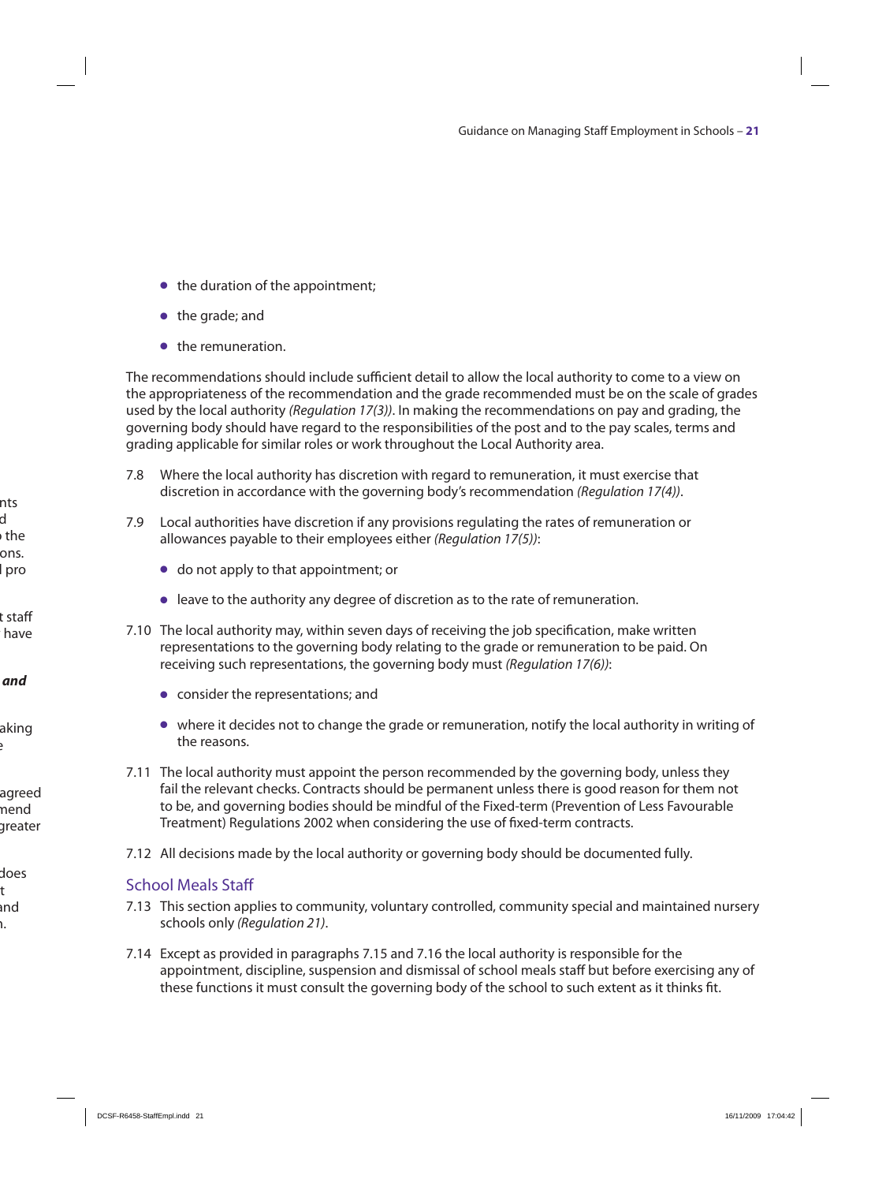- the duration of the appointment;
- the grade; and
- the remuneration.

The recommendations should include sufficient detail to allow the local authority to come to a view on the appropriateness of the recommendation and the grade recommended must be on the scale of grades used by the local authority *(Regulation 17(3))*. In making the recommendations on pay and grading, the governing body should have regard to the responsibilities of the post and to the pay scales, terms and grading applicable for similar roles or work throughout the Local Authority area.

7.8 Where the local authority has discretion with regard to remuneration, it must exercise that discretion in accordance with the governing body's recommendation *(Regulation 17(4))*.

7.9 Local authorities have discretion if any provisions regulating the rates of remuneration or allowances payable to their employees either *(Regulation 17(5))*:

- do not apply to that appointment; or
- leave to the authority any degree of discretion as to the rate of remuneration.

7.10 The local authority may, within seven days of receiving the job specification, make written representations to the governing body relating to the grade or remuneration to be paid. On receiving such representations, the governing body must *(Regulation 17(6))*:

- consider the representations; and
- where it decides not to change the grade or remuneration, notify the local authority in writing of the reasons.

7.11 The local authority must appoint the person recommended by the governing body, unless they fail the relevant checks. Contracts should be permanent unless there is good reason for them not to be, and governing bodies should be mindful of the Fixed-term (Prevention of Less Favourable Treatment) Regulations 2002 when considering the use of fixed-term contracts.

7.12 All decisions made by the local authority or governing body should be documented fully.

## School Meals Staff

7.13 This section applies to community, voluntary controlled, community special and maintained nursery schools only *(Regulation 21)*.

7.14 Except as provided in paragraphs 7.15 and 7.16 the local authority is responsible for the appointment, discipline, suspension and dismissal of school meals staff but before exercising any of these functions it must consult the governing body of the school to such extent as it thinks fit.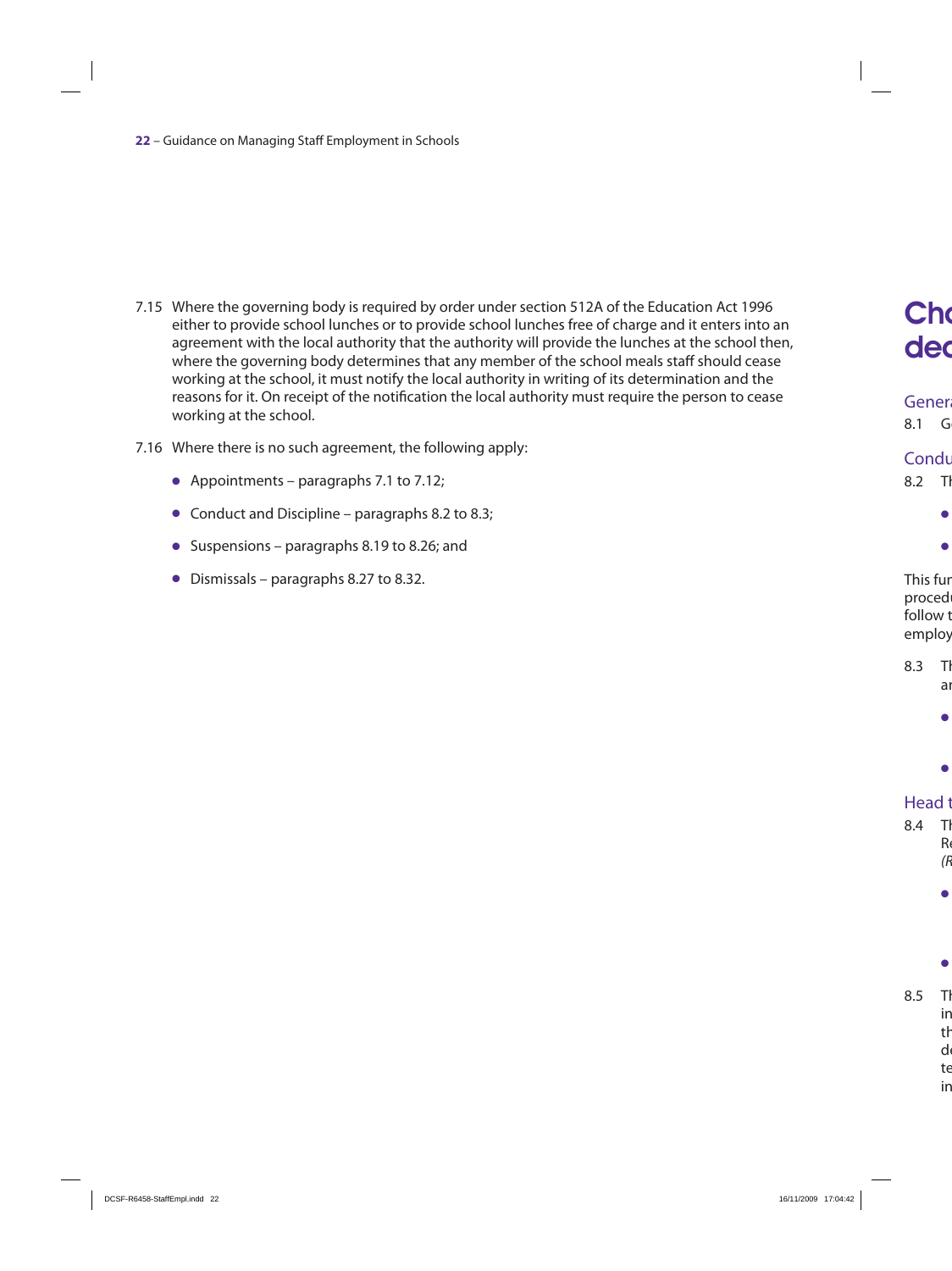7.15 Where the governing body is required by order under section 512A of the Education Act 1996 either to provide school lunches or to provide school lunches free of charge and it enters into an agreement with the local authority that the authority will provide the lunches at the school then, where the governing body determines that any member of the school meals staff should cease working at the school, it must notify the local authority in writing of its determination and the reasons for it. On receipt of the notification the local authority must require the person to cease working at the school.

7.16 Where there is no such agreement, the following apply:

- Appointments – paragraphs 7.1 to 7.12;
- Conduct and Discipline – paragraphs 8.2 to 8.3;
- Suspensions – paragraphs 8.19 to 8.26; and
- Dismissals – paragraphs 8.27 to 8.32.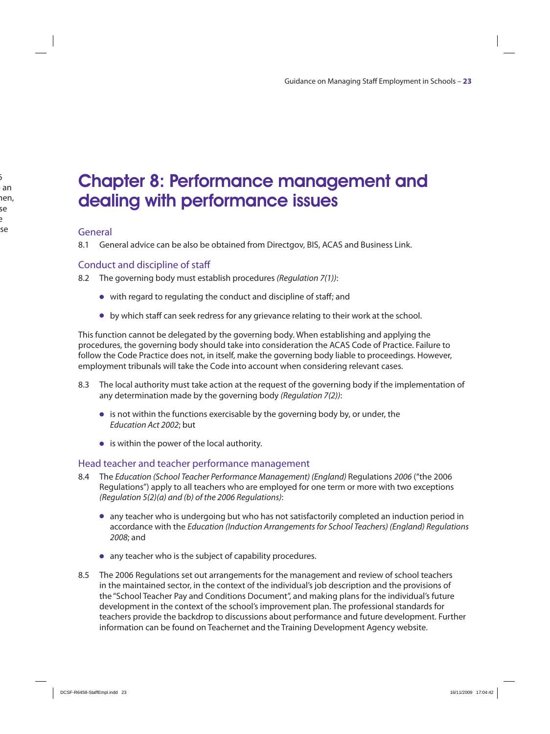# Chapter 8: Performance management and dealing with performance issues

## General

8.1 General advice can be also be obtained from Directgov, BIS, ACAS and Business Link.

## Conduct and discipline of staff

8.2 The governing body must establish procedures *(Regulation 7(1))*:

- with regard to regulating the conduct and discipline of staff; and
- by which staff can seek redress for any grievance relating to their work at the school.

This function cannot be delegated by the governing body. When establishing and applying the procedures, the governing body should take into consideration the ACAS Code of Practice. Failure to follow the Code Practice does not, in itself, make the governing body liable to proceedings. However, employment tribunals will take the Code into account when considering relevant cases.

8.3 The local authority must take action at the request of the governing body if the implementation of any determination made by the governing body *(Regulation 7(2))*:

- is not within the functions exercisable by the governing body by, or under, the *Education Act 2002*; but
- is within the power of the local authority.

## Head teacher and teacher performance management

8.4 The *Education (School Teacher Performance Management) (England)* Regulations *2006* ("the 2006 Regulations") apply to all teachers who are employed for one term or more with two exceptions *(Regulation 5(2)(a) and (b) of the 2006 Regulations)*:

- any teacher who is undergoing but who has not satisfactorily completed an induction period in accordance with the *Education (Induction Arrangements for School Teachers) (England) Regulations 2008*; and
- any teacher who is the subject of capability procedures.

8.5 The 2006 Regulations set out arrangements for the management and review of school teachers in the maintained sector, in the context of the individual's job description and the provisions of the "School Teacher Pay and Conditions Document", and making plans for the individual's future development in the context of the school's improvement plan. The professional standards for teachers provide the backdrop to discussions about performance and future development. Further information can be found on Teachernet and the Training Development Agency website.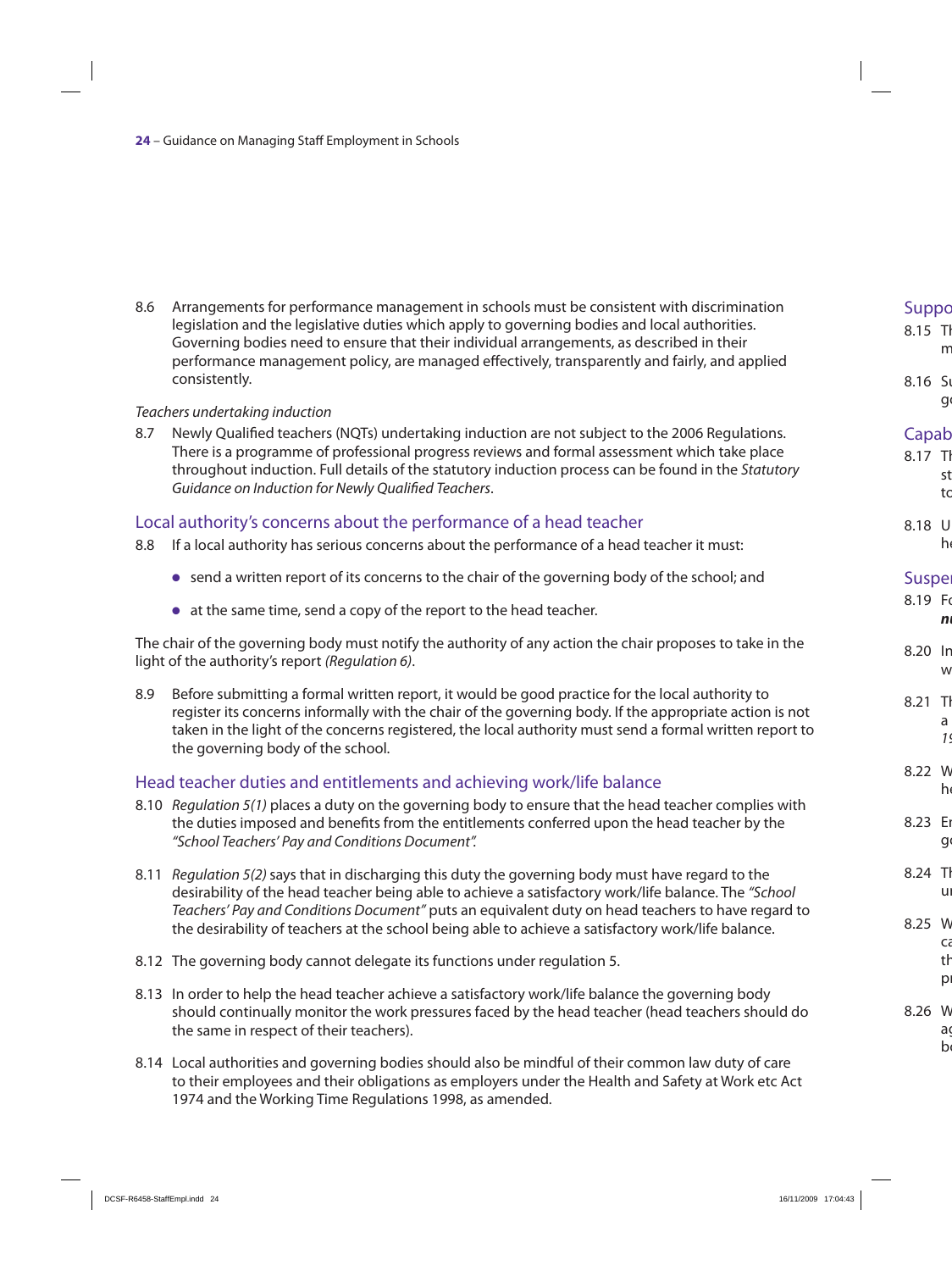8.6 Arrangements for performance management in schools must be consistent with discrimination legislation and the legislative duties which apply to governing bodies and local authorities. Governing bodies need to ensure that their individual arrangements, as described in their performance management policy, are managed effectively, transparently and fairly, and applied consistently.

*Teachers undertaking induction*

8.7 Newly Qualified teachers (NQTs) undertaking induction are not subject to the 2006 Regulations. There is a programme of professional progress reviews and formal assessment which take place throughout induction. Full details of the statutory induction process can be found in the *Statutory Guidance on Induction for Newly Qualified Teachers*.

## Local authority's concerns about the performance of a head teacher

8.8 If a local authority has serious concerns about the performance of a head teacher it must:

- send a written report of its concerns to the chair of the governing body of the school; and
- at the same time, send a copy of the report to the head teacher.

The chair of the governing body must notify the authority of any action the chair proposes to take in the light of the authority's report *(Regulation 6)*.

8.9 Before submitting a formal written report, it would be good practice for the local authority to register its concerns informally with the chair of the governing body. If the appropriate action is not taken in the light of the concerns registered, the local authority must send a formal written report to the governing body of the school.

## Head teacher duties and entitlements and achieving work/life balance

8.10 *Regulation 5(1)* places a duty on the governing body to ensure that the head teacher complies with the duties imposed and benefits from the entitlements conferred upon the head teacher by the *"School Teachers' Pay and Conditions Document".*

8.11 *Regulation 5(2)* says that in discharging this duty the governing body must have regard to the desirability of the head teacher being able to achieve a satisfactory work/life balance. The *"School Teachers' Pay and Conditions Document"* puts an equivalent duty on head teachers to have regard to the desirability of teachers at the school being able to achieve a satisfactory work/life balance.

8.12 The governing body cannot delegate its functions under regulation 5.

8.13 In order to help the head teacher achieve a satisfactory work/life balance the governing body should continually monitor the work pressures faced by the head teacher (head teachers should do the same in respect of their teachers).

8.14 Local authorities and governing bodies should also be mindful of their common law duty of care to their employees and their obligations as employers under the Health and Safety at Work etc Act 1974 and the Working Time Regulations 1998, as amended.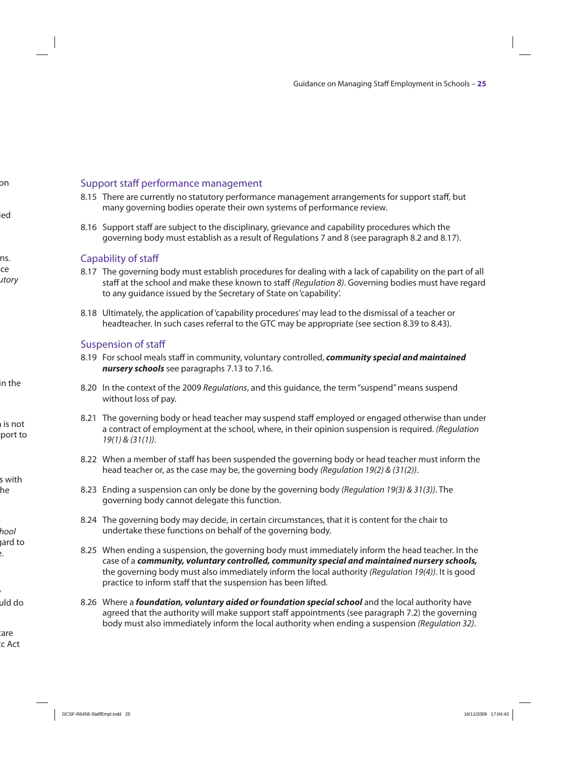## Support staff performance management

8.15 There are currently no statutory performance management arrangements for support staff, but many governing bodies operate their own systems of performance review.

8.16 Support staff are subject to the disciplinary, grievance and capability procedures which the governing body must establish as a result of Regulations 7 and 8 (see paragraph 8.2 and 8.17).

## Capability of staff

8.17 The governing body must establish procedures for dealing with a lack of capability on the part of all staff at the school and make these known to staff *(Regulation 8)*. Governing bodies must have regard to any guidance issued by the Secretary of State on 'capability'.

8.18 Ultimately, the application of 'capability procedures' may lead to the dismissal of a teacher or headteacher. In such cases referral to the GTC may be appropriate (see section 8.39 to 8.43).

## Suspension of staff

8.19 For school meals staff in community, voluntary controlled, ***community special and maintained nursery schools*** see paragraphs 7.13 to 7.16.

8.20 In the context of the 2009 *Regulations*, and this guidance, the term "suspend" means suspend without loss of pay.

8.21 The governing body or head teacher may suspend staff employed or engaged otherwise than under a contract of employment at the school, where, in their opinion suspension is required. *(Regulation 19(1) & (31(1))*.

8.22 When a member of staff has been suspended the governing body or head teacher must inform the head teacher or, as the case may be, the governing body *(Regulation 19(2) & (31(2))*.

8.23 Ending a suspension can only be done by the governing body *(Regulation 19(3) & 31(3))*. The governing body cannot delegate this function.

8.24 The governing body may decide, in certain circumstances, that it is content for the chair to undertake these functions on behalf of the governing body.

8.25 When ending a suspension, the governing body must immediately inform the head teacher. In the case of a ***community, voluntary controlled, community special and maintained nursery schools,*** the governing body must also immediately inform the local authority *(Regulation 19(4))*. It is good practice to inform staff that the suspension has been lifted.

8.26 Where a ***foundation, voluntary aided or foundation special school*** and the local authority have agreed that the authority will make support staff appointments (see paragraph 7.2) the governing body must also immediately inform the local authority when ending a suspension *(Regulation 32)*.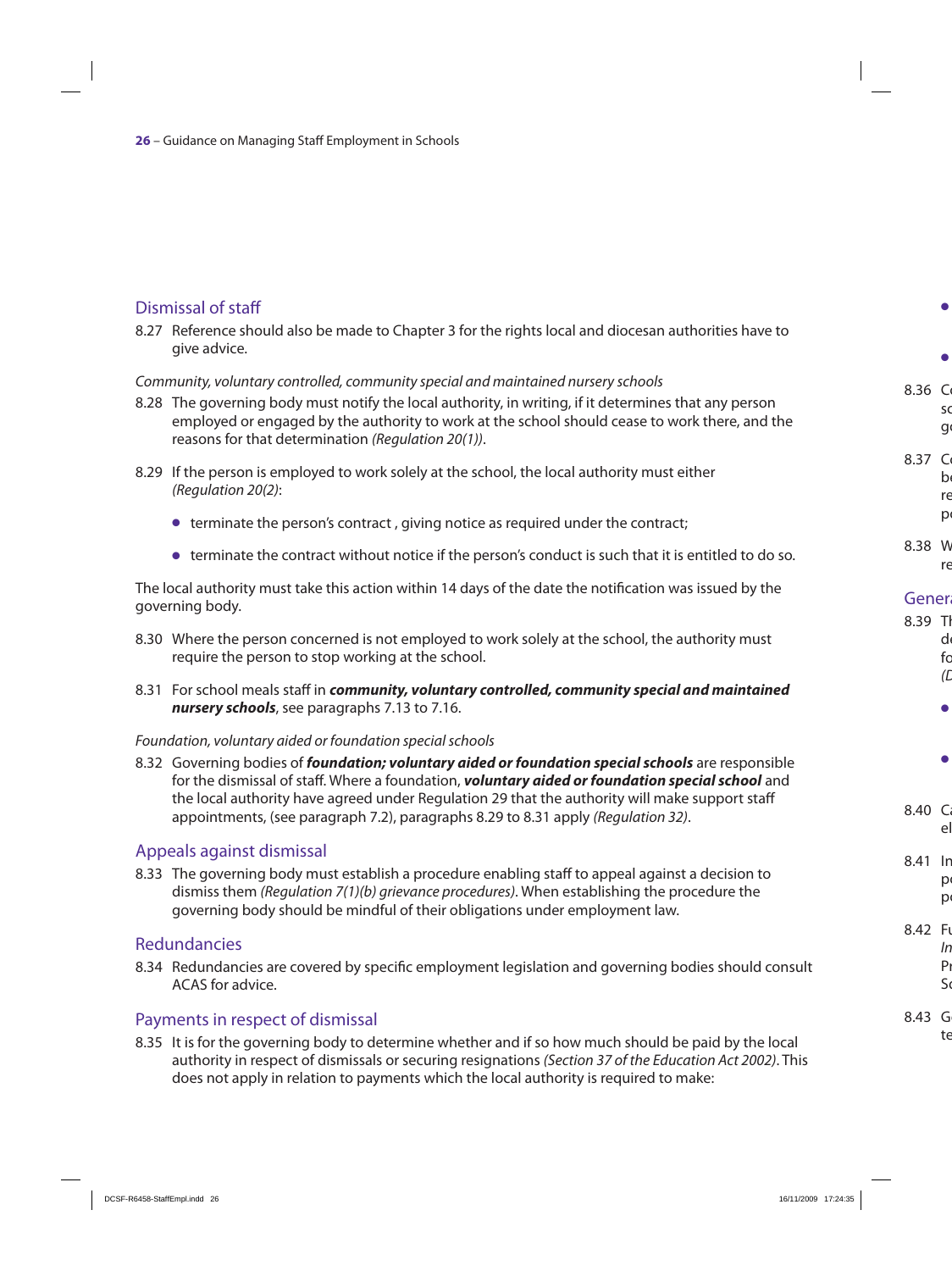## Dismissal of staff

8.27 Reference should also be made to Chapter 3 for the rights local and diocesan authorities have to give advice.

*Community, voluntary controlled, community special and maintained nursery schools*

8.28 The governing body must notify the local authority, in writing, if it determines that any person employed or engaged by the authority to work at the school should cease to work there, and the reasons for that determination *(Regulation 20(1))*.

8.29 If the person is employed to work solely at the school, the local authority must either *(Regulation 20(2)*:

- terminate the person's contract , giving notice as required under the contract;
- terminate the contract without notice if the person's conduct is such that it is entitled to do so.

The local authority must take this action within 14 days of the date the notification was issued by the governing body.

8.30 Where the person concerned is not employed to work solely at the school, the authority must require the person to stop working at the school.

8.31 For school meals staff in ***community, voluntary controlled, community special and maintained nursery schools***, see paragraphs 7.13 to 7.16.

*Foundation, voluntary aided or foundation special schools*

8.32 Governing bodies of ***foundation; voluntary aided or foundation special schools*** are responsible for the dismissal of staff. Where a foundation, ***voluntary aided or foundation special school*** and the local authority have agreed under Regulation 29 that the authority will make support staff appointments, (see paragraph 7.2), paragraphs 8.29 to 8.31 apply *(Regulation 32)*.

## Appeals against dismissal

8.33 The governing body must establish a procedure enabling staff to appeal against a decision to dismiss them *(Regulation 7(1)(b) grievance procedures)*. When establishing the procedure the governing body should be mindful of their obligations under employment law.

## Redundancies

8.34 Redundancies are covered by specific employment legislation and governing bodies should consult ACAS for advice.

## Payments in respect of dismissal

8.35 It is for the governing body to determine whether and if so how much should be paid by the local authority in respect of dismissals or securing resignations *(Section 37 of the Education Act 2002)*. This does not apply in relation to payments which the local authority is required to make: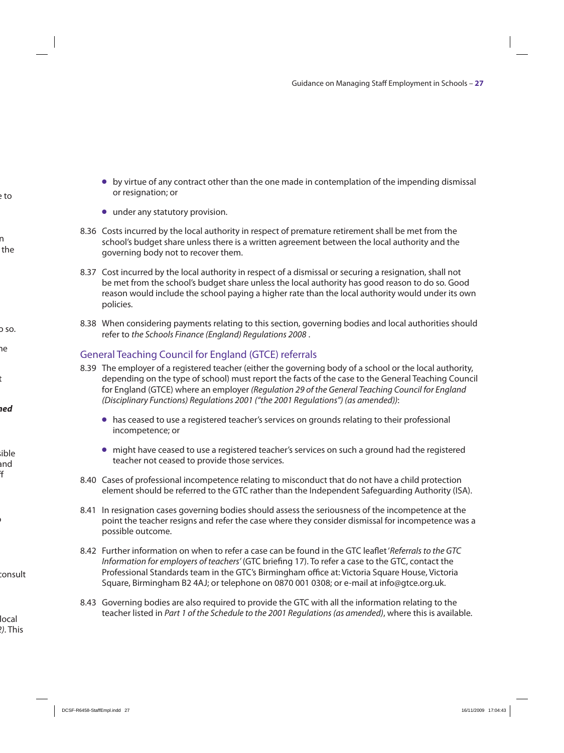- by virtue of any contract other than the one made in contemplation of the impending dismissal or resignation; or
- under any statutory provision.

8.36 Costs incurred by the local authority in respect of premature retirement shall be met from the school's budget share unless there is a written agreement between the local authority and the governing body not to recover them.

8.37 Cost incurred by the local authority in respect of a dismissal or securing a resignation, shall not be met from the school's budget share unless the local authority has good reason to do so. Good reason would include the school paying a higher rate than the local authority would under its own policies.

8.38 When considering payments relating to this section, governing bodies and local authorities should refer to *the Schools Finance (England) Regulations 2008* .

## General Teaching Council for England (GTCE) referrals

8.39 The employer of a registered teacher (either the governing body of a school or the local authority, depending on the type of school) must report the facts of the case to the General Teaching Council for England (GTCE) where an employer *(Regulation 29 of the General Teaching Council for England (Disciplinary Functions) Regulations 2001 ("the 2001 Regulations") (as amended))*:

- has ceased to use a registered teacher's services on grounds relating to their professional incompetence; or
- might have ceased to use a registered teacher's services on such a ground had the registered teacher not ceased to provide those services.

8.40 Cases of professional incompetence relating to misconduct that do not have a child protection element should be referred to the GTC rather than the Independent Safeguarding Authority (ISA).

8.41 In resignation cases governing bodies should assess the seriousness of the incompetence at the point the teacher resigns and refer the case where they consider dismissal for incompetence was a possible outcome.

8.42 Further information on when to refer a case can be found in the GTC leaflet '*Referrals to the GTC Information for employers of teachers'* (GTC briefing 17). To refer a case to the GTC, contact the Professional Standards team in the GTC's Birmingham office at: Victoria Square House, Victoria Square, Birmingham B2 4AJ; or telephone on 0870 001 0308; or e-mail at info@gtce.org.uk.

8.43 Governing bodies are also required to provide the GTC with all the information relating to the teacher listed in *Part 1 of the Schedule to the 2001 Regulations (as amended)*, where this is available.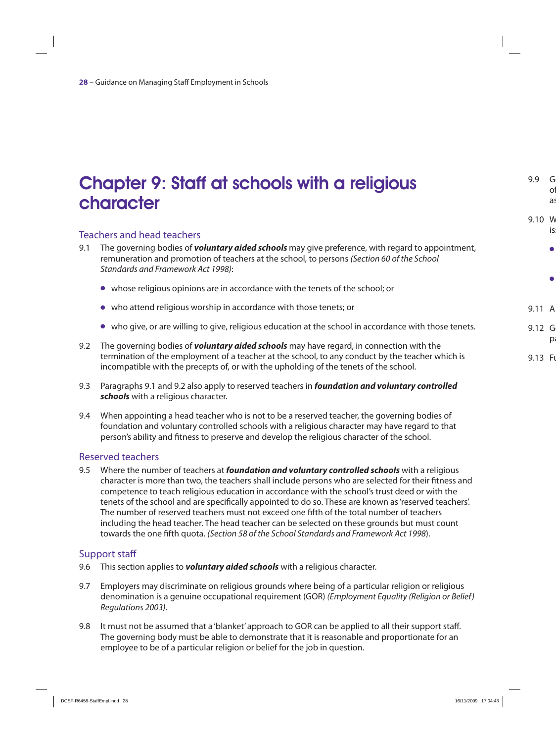# Chapter 9: Staff at schools with a religious character

## Teachers and head teachers

9.1 The governing bodies of ***voluntary aided schools*** may give preference, with regard to appointment, remuneration and promotion of teachers at the school, to persons *(Section 60 of the School Standards and Framework Act 1998)*:

- whose religious opinions are in accordance with the tenets of the school; or
- who attend religious worship in accordance with those tenets; or
- who give, or are willing to give, religious education at the school in accordance with those tenets.

9.2 The governing bodies of ***voluntary aided schools*** may have regard, in connection with the termination of the employment of a teacher at the school, to any conduct by the teacher which is incompatible with the precepts of, or with the upholding of the tenets of the school.

9.3 Paragraphs 9.1 and 9.2 also apply to reserved teachers in ***foundation and voluntary controlled schools*** with a religious character.

9.4 When appointing a head teacher who is not to be a reserved teacher, the governing bodies of foundation and voluntary controlled schools with a religious character may have regard to that person's ability and fitness to preserve and develop the religious character of the school.

## Reserved teachers

9.5 Where the number of teachers at ***foundation and voluntary controlled schools*** with a religious character is more than two, the teachers shall include persons who are selected for their fitness and competence to teach religious education in accordance with the school's trust deed or with the tenets of the school and are specifically appointed to do so. These are known as 'reserved teachers'. The number of reserved teachers must not exceed one fifth of the total number of teachers including the head teacher. The head teacher can be selected on these grounds but must count towards the one fifth quota. *(Section 58 of the School Standards and Framework Act 1998*).

## Support staff

9.6 This section applies to ***voluntary aided schools*** with a religious character.

9.7 Employers may discriminate on religious grounds where being of a particular religion or religious denomination is a genuine occupational requirement (GOR) *(Employment Equality (Religion or Belief) Regulations 2003)*.

9.8 It must not be assumed that a 'blanket' approach to GOR can be applied to all their support staff. The governing body must be able to demonstrate that it is reasonable and proportionate for an employee to be of a particular religion or belief for the job in question.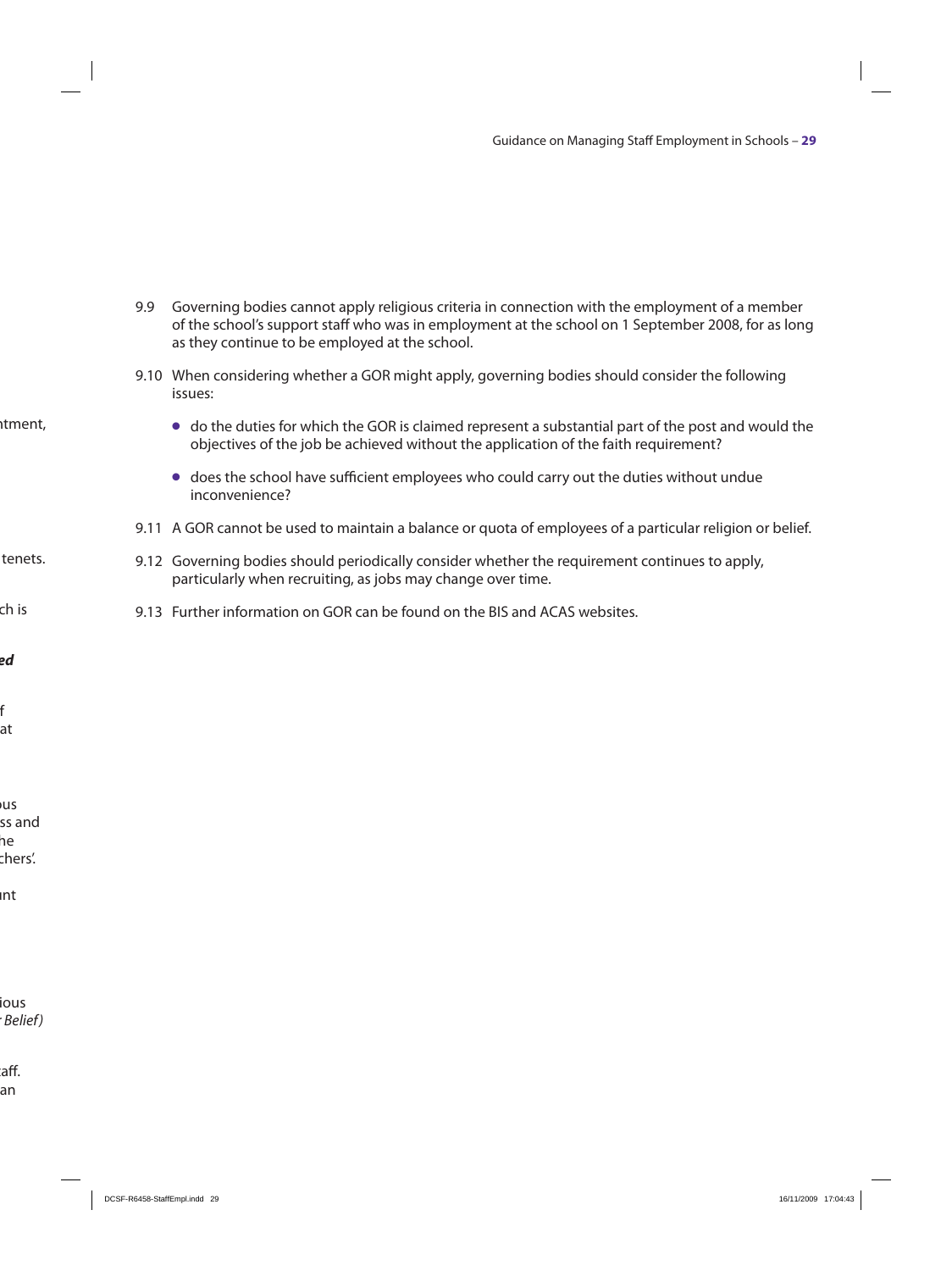9.9 Governing bodies cannot apply religious criteria in connection with the employment of a member of the school's support staff who was in employment at the school on 1 September 2008, for as long as they continue to be employed at the school.

9.10 When considering whether a GOR might apply, governing bodies should consider the following issues:

- do the duties for which the GOR is claimed represent a substantial part of the post and would the objectives of the job be achieved without the application of the faith requirement?
- does the school have sufficient employees who could carry out the duties without undue inconvenience?

9.11 A GOR cannot be used to maintain a balance or quota of employees of a particular religion or belief.

9.12 Governing bodies should periodically consider whether the requirement continues to apply, particularly when recruiting, as jobs may change over time.

9.13 Further information on GOR can be found on the BIS and ACAS websites.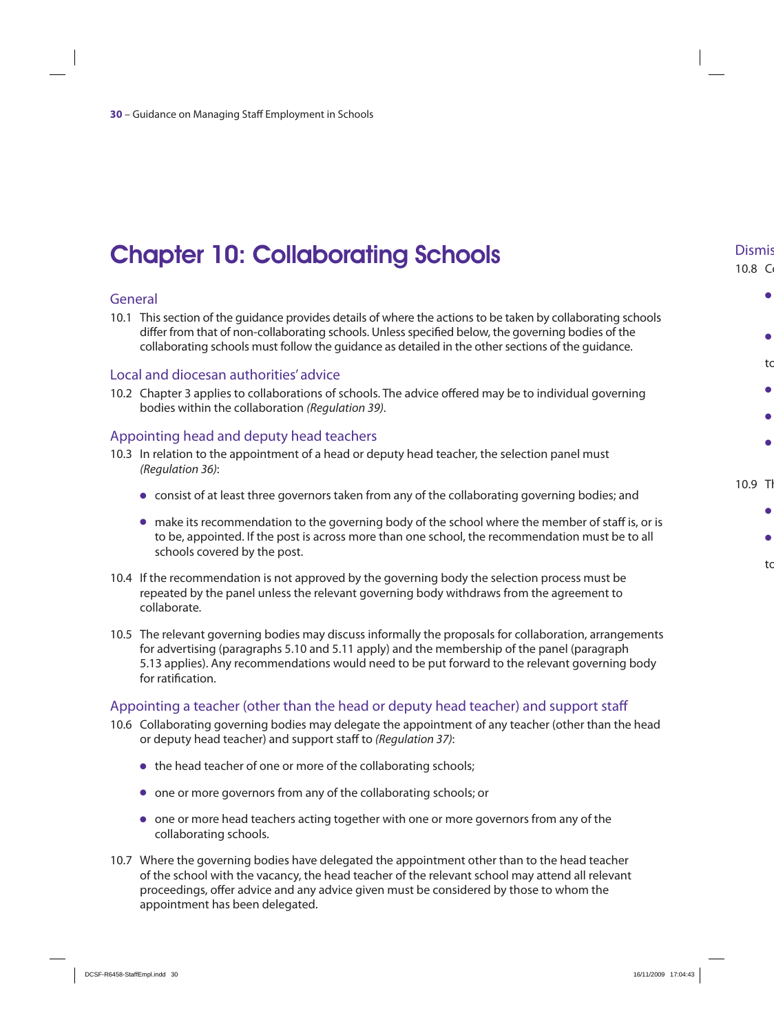# Chapter 10: Collaborating Schools

## General

10.1 This section of the guidance provides details of where the actions to be taken by collaborating schools differ from that of non-collaborating schools. Unless specified below, the governing bodies of the collaborating schools must follow the guidance as detailed in the other sections of the guidance.

## Local and diocesan authorities' advice

10.2 Chapter 3 applies to collaborations of schools. The advice offered may be to individual governing bodies within the collaboration *(Regulation 39)*.

## Appointing head and deputy head teachers

10.3 In relation to the appointment of a head or deputy head teacher, the selection panel must *(Regulation 36)*:

- consist of at least three governors taken from any of the collaborating governing bodies; and
- make its recommendation to the governing body of the school where the member of staff is, or is to be, appointed. If the post is across more than one school, the recommendation must be to all schools covered by the post.

10.4 If the recommendation is not approved by the governing body the selection process must be repeated by the panel unless the relevant governing body withdraws from the agreement to collaborate.

10.5 The relevant governing bodies may discuss informally the proposals for collaboration, arrangements for advertising (paragraphs 5.10 and 5.11 apply) and the membership of the panel (paragraph 5.13 applies). Any recommendations would need to be put forward to the relevant governing body for ratification.

## Appointing a teacher (other than the head or deputy head teacher) and support staff

10.6 Collaborating governing bodies may delegate the appointment of any teacher (other than the head or deputy head teacher) and support staff to *(Regulation 37)*:

- the head teacher of one or more of the collaborating schools;
- one or more governors from any of the collaborating schools; or
- one or more head teachers acting together with one or more governors from any of the collaborating schools.

10.7 Where the governing bodies have delegated the appointment other than to the head teacher of the school with the vacancy, the head teacher of the relevant school may attend all relevant proceedings, offer advice and any advice given must be considered by those to whom the appointment has been delegated.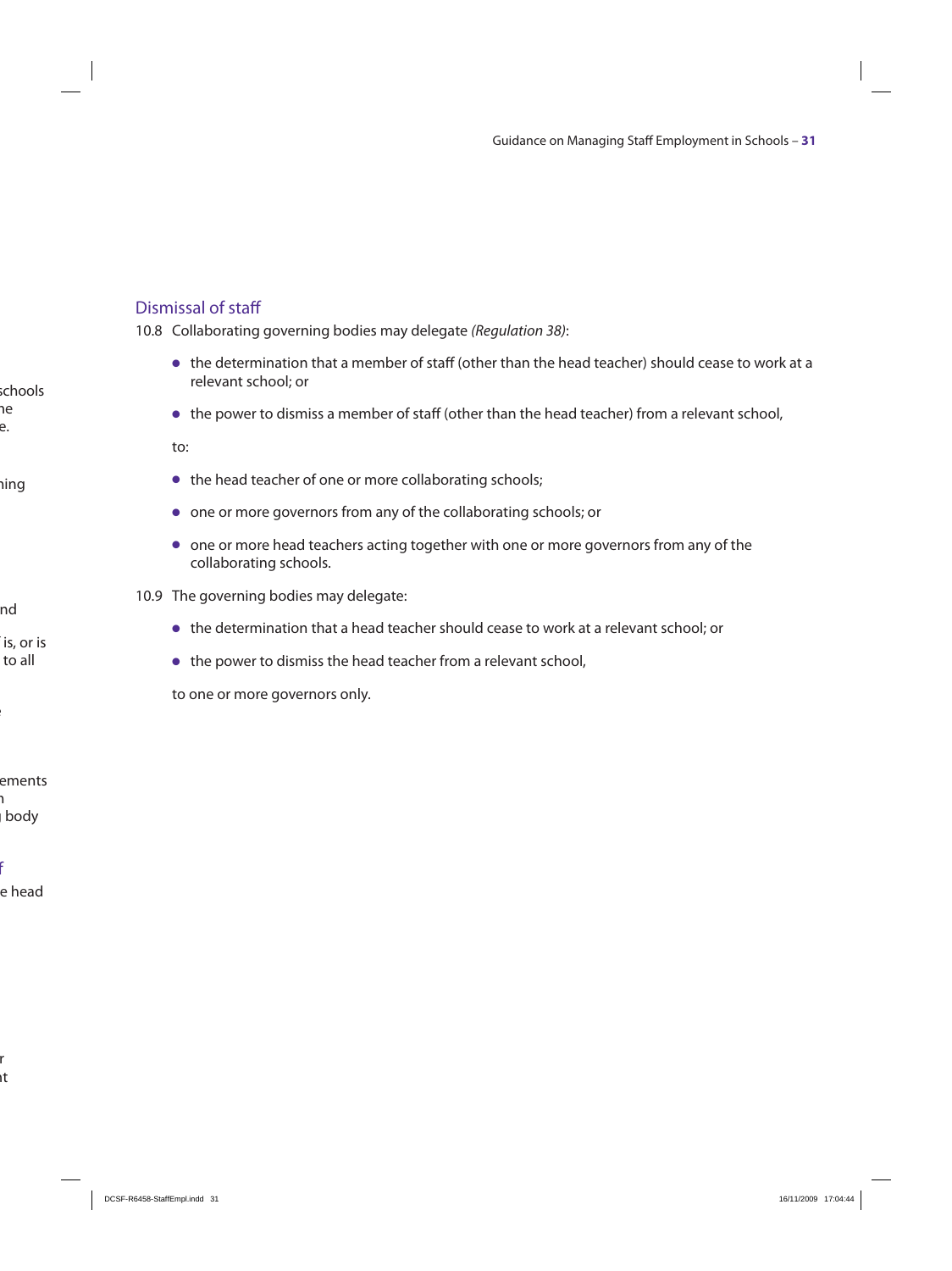## Dismissal of staff

10.8 Collaborating governing bodies may delegate *(Regulation 38)*:

- the determination that a member of staff (other than the head teacher) should cease to work at a relevant school; or
- the power to dismiss a member of staff (other than the head teacher) from a relevant school,

to:

- the head teacher of one or more collaborating schools;
- one or more governors from any of the collaborating schools; or
- one or more head teachers acting together with one or more governors from any of the collaborating schools.

10.9 The governing bodies may delegate:

- the determination that a head teacher should cease to work at a relevant school; or
- the power to dismiss the head teacher from a relevant school,

to one or more governors only.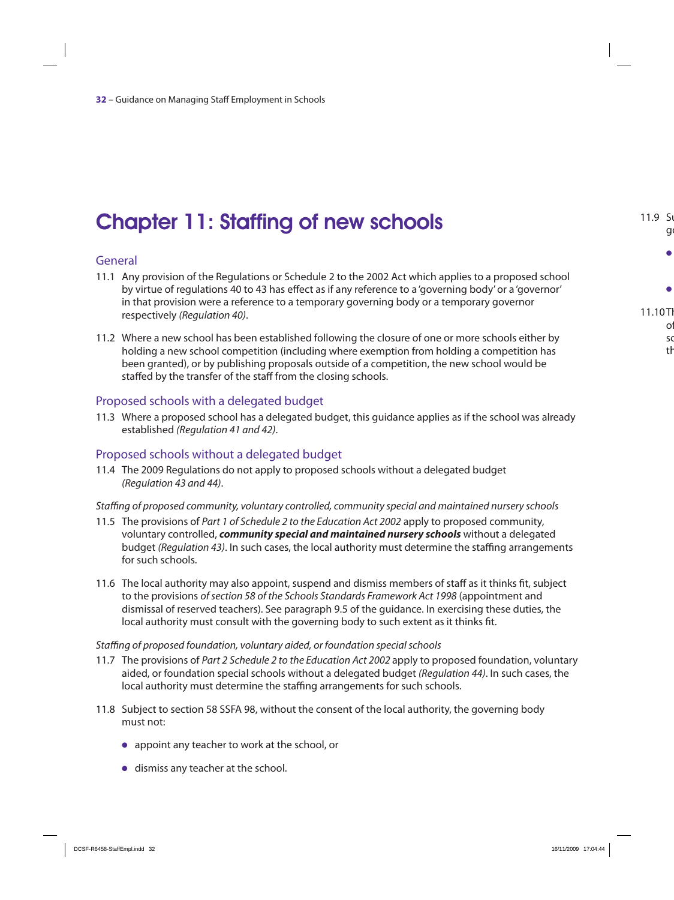# Chapter 11: Staffing of new schools

## General

11.1 Any provision of the Regulations or Schedule 2 to the 2002 Act which applies to a proposed school by virtue of regulations 40 to 43 has effect as if any reference to a 'governing body' or a 'governor' in that provision were a reference to a temporary governing body or a temporary governor respectively *(Regulation 40)*.

11.2 Where a new school has been established following the closure of one or more schools either by holding a new school competition (including where exemption from holding a competition has been granted), or by publishing proposals outside of a competition, the new school would be staffed by the transfer of the staff from the closing schools.

## Proposed schools with a delegated budget

11.3 Where a proposed school has a delegated budget, this guidance applies as if the school was already established *(Regulation 41 and 42)*.

## Proposed schools without a delegated budget

11.4 The 2009 Regulations do not apply to proposed schools without a delegated budget *(Regulation 43 and 44)*.

*Staffing of proposed community, voluntary controlled, community special and maintained nursery schools*

11.5 The provisions of *Part 1 of Schedule 2 to the Education Act 2002* apply to proposed community, voluntary controlled, ***community special and maintained nursery schools*** without a delegated budget *(Regulation 43)*. In such cases, the local authority must determine the staffing arrangements for such schools.

11.6 The local authority may also appoint, suspend and dismiss members of staff as it thinks fit, subject to the provisions *of section 58 of the Schools Standards Framework Act 1998* (appointment and dismissal of reserved teachers). See paragraph 9.5 of the guidance. In exercising these duties, the local authority must consult with the governing body to such extent as it thinks fit.

*Staffing of proposed foundation, voluntary aided, or foundation special schools*

11.7 The provisions of *Part 2 Schedule 2 to the Education Act 2002* apply to proposed foundation, voluntary aided, or foundation special schools without a delegated budget *(Regulation 44)*. In such cases, the local authority must determine the staffing arrangements for such schools.

11.8 Subject to section 58 SSFA 98, without the consent of the local authority, the governing body must not:

- appoint any teacher to work at the school, or
- dismiss any teacher at the school.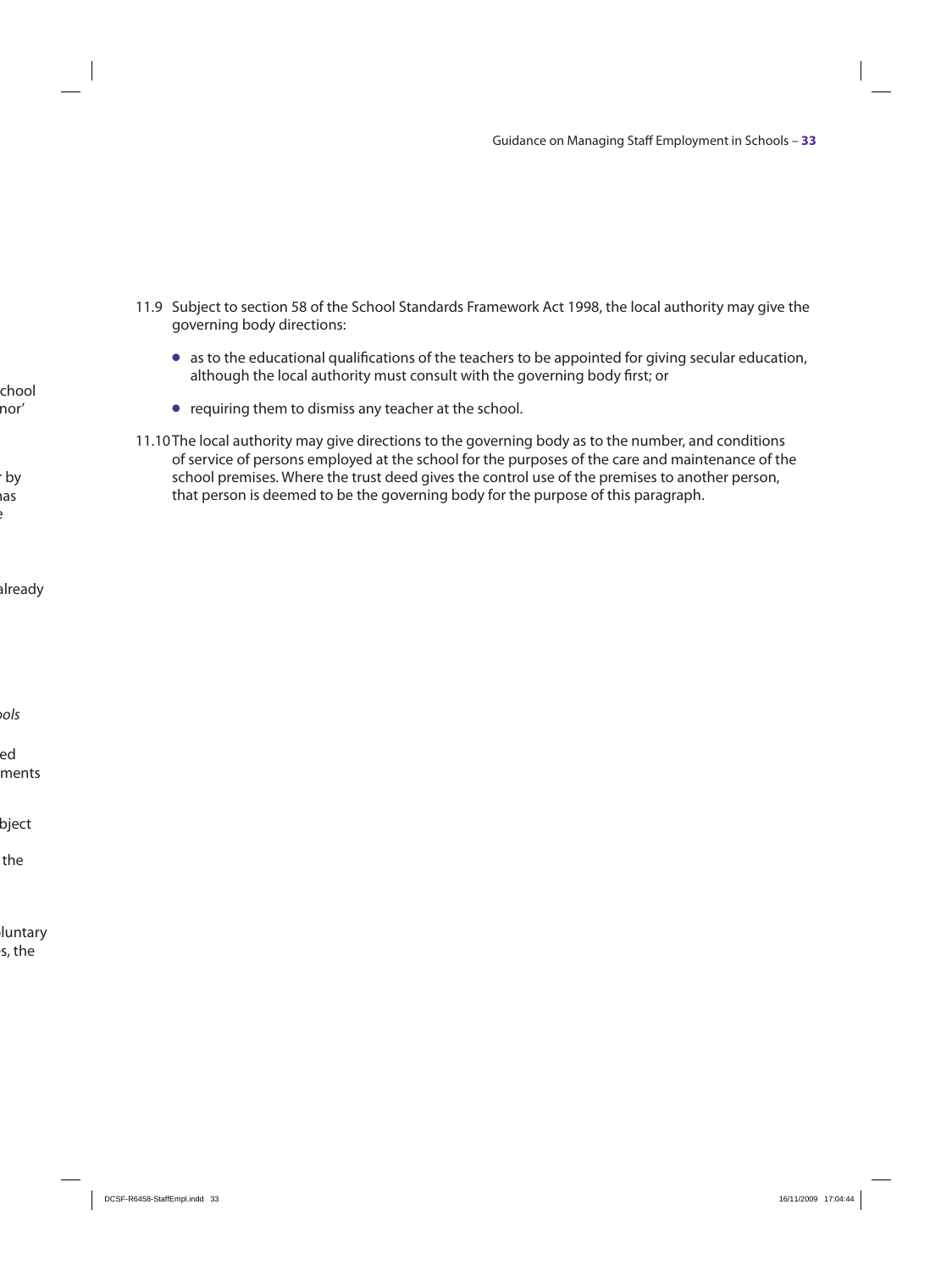11.9 Subject to section 58 of the School Standards Framework Act 1998, the local authority may give the governing body directions:

- as to the educational qualifications of the teachers to be appointed for giving secular education, although the local authority must consult with the governing body first; or
- requiring them to dismiss any teacher at the school.

11.10 The local authority may give directions to the governing body as to the number, and conditions of service of persons employed at the school for the purposes of the care and maintenance of the school premises. Where the trust deed gives the control use of the premises to another person, that person is deemed to be the governing body for the purpose of this paragraph.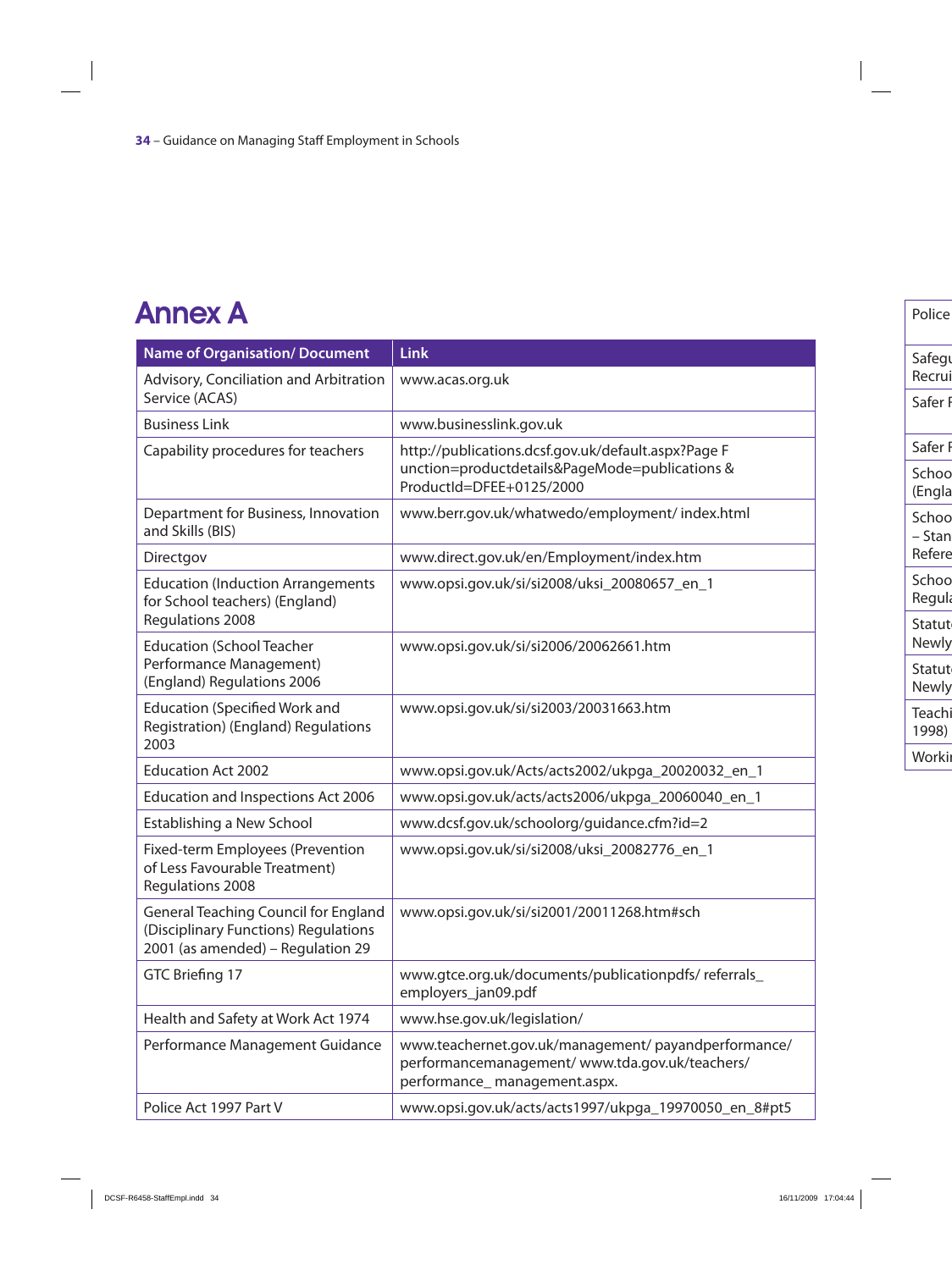# Annex A

| Name of Organisation/ Document | Link |
|---|---|
| Advisory, Conciliation and Arbitration Service (ACAS) | www.acas.org.uk |
| Business Link | www.businesslink.gov.uk |
| Capability procedures for teachers | http://publications.dcsf.gov.uk/default.aspx?Page F unction=productdetails&PageMode=publications & ProductId=DFEE+0125/2000 |
| Department for Business, Innovation and Skills (BIS) | www.berr.gov.uk/whatwedo/employment/ index.html |
| Directgov | www.direct.gov.uk/en/Employment/index.htm |
| Education (Induction Arrangements for School teachers) (England) Regulations 2008 | www.opsi.gov.uk/si/si2008/uksi_20080657_en_1 |
| Education (School Teacher Performance Management) (England) Regulations 2006 | www.opsi.gov.uk/si/si2006/20062661.htm |
| Education (Specified Work and Registration) (England) Regulations 2003 | www.opsi.gov.uk/si/si2003/20031663.htm |
| Education Act 2002 | www.opsi.gov.uk/Acts/acts2002/ukpga_20020032_en_1 |
| Education and Inspections Act 2006 | www.opsi.gov.uk/acts/acts2006/ukpga_20060040_en_1 |
| Establishing a New School | www.dcsf.gov.uk/schoolorg/guidance.cfm?id=2 |
| Fixed-term Employees (Prevention of Less Favourable Treatment) Regulations 2008 | www.opsi.gov.uk/si/si2008/uksi_20082776_en_1 |
| General Teaching Council for England (Disciplinary Functions) Regulations 2001 (as amended) – Regulation 29 | www.opsi.gov.uk/si/si2001/20011268.htm#sch |
| GTC Briefing 17 | www.gtce.org.uk/documents/publicationpdfs/ referrals_ employers_jan09.pdf |
| Health and Safety at Work Act 1974 | www.hse.gov.uk/legislation/ |
| Performance Management Guidance | www.teachernet.gov.uk/management/ payandperformance/ performancemanagement/ www.tda.gov.uk/teachers/ performance_ management.aspx. |
| Police Act 1997 Part V | www.opsi.gov.uk/acts/acts1997/ukpga_19970050_en_8#pt5 |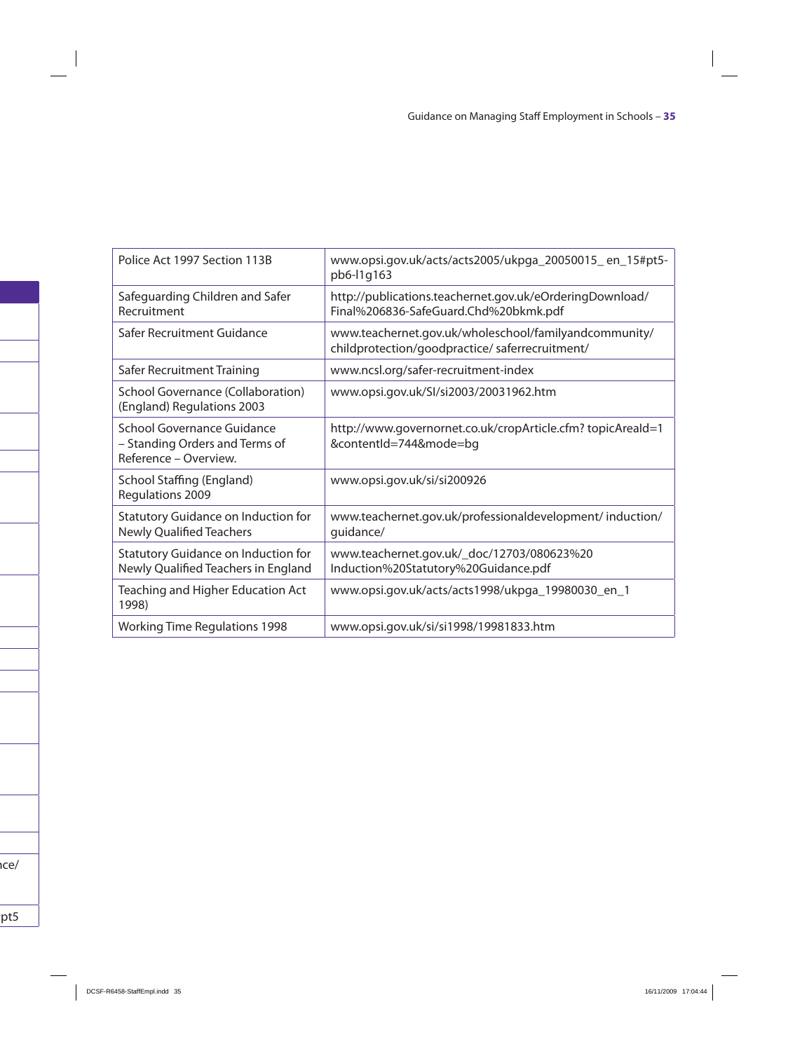| | |
|---|---|
| Police Act 1997 Section 113B | www.opsi.gov.uk/acts/acts2005/ukpga_20050015_ en_15#pt5-pb6-l1g163 |
| Safeguarding Children and Safer Recruitment | http://publications.teachernet.gov.uk/eOrderingDownload/Final%206836-SafeGuard.Chd%20bkmk.pdf |
| Safer Recruitment Guidance | www.teachernet.gov.uk/wholeschool/familyandcommunity/childprotection/goodpractice/ saferrecruitment/ |
| Safer Recruitment Training | www.ncsl.org/safer-recruitment-index |
| School Governance (Collaboration) (England) Regulations 2003 | www.opsi.gov.uk/SI/si2003/20031962.htm |
| School Governance Guidance – Standing Orders and Terms of Reference – Overview. | http://www.governornet.co.uk/cropArticle.cfm? topicAreaId=1&contentId=744&mode=bg |
| School Staffing (England) Regulations 2009 | www.opsi.gov.uk/si/si200926 |
| Statutory Guidance on Induction for Newly Qualified Teachers | www.teachernet.gov.uk/professionaldevelopment/ induction/guidance/ |
| Statutory Guidance on Induction for Newly Qualified Teachers in England | www.teachernet.gov.uk/_doc/12703/080623%20Induction%20Statutory%20Guidance.pdf |
| Teaching and Higher Education Act 1998) | www.opsi.gov.uk/acts/acts1998/ukpga_19980030_en_1 |
| Working Time Regulations 1998 | www.opsi.gov.uk/si/si1998/19981833.htm |